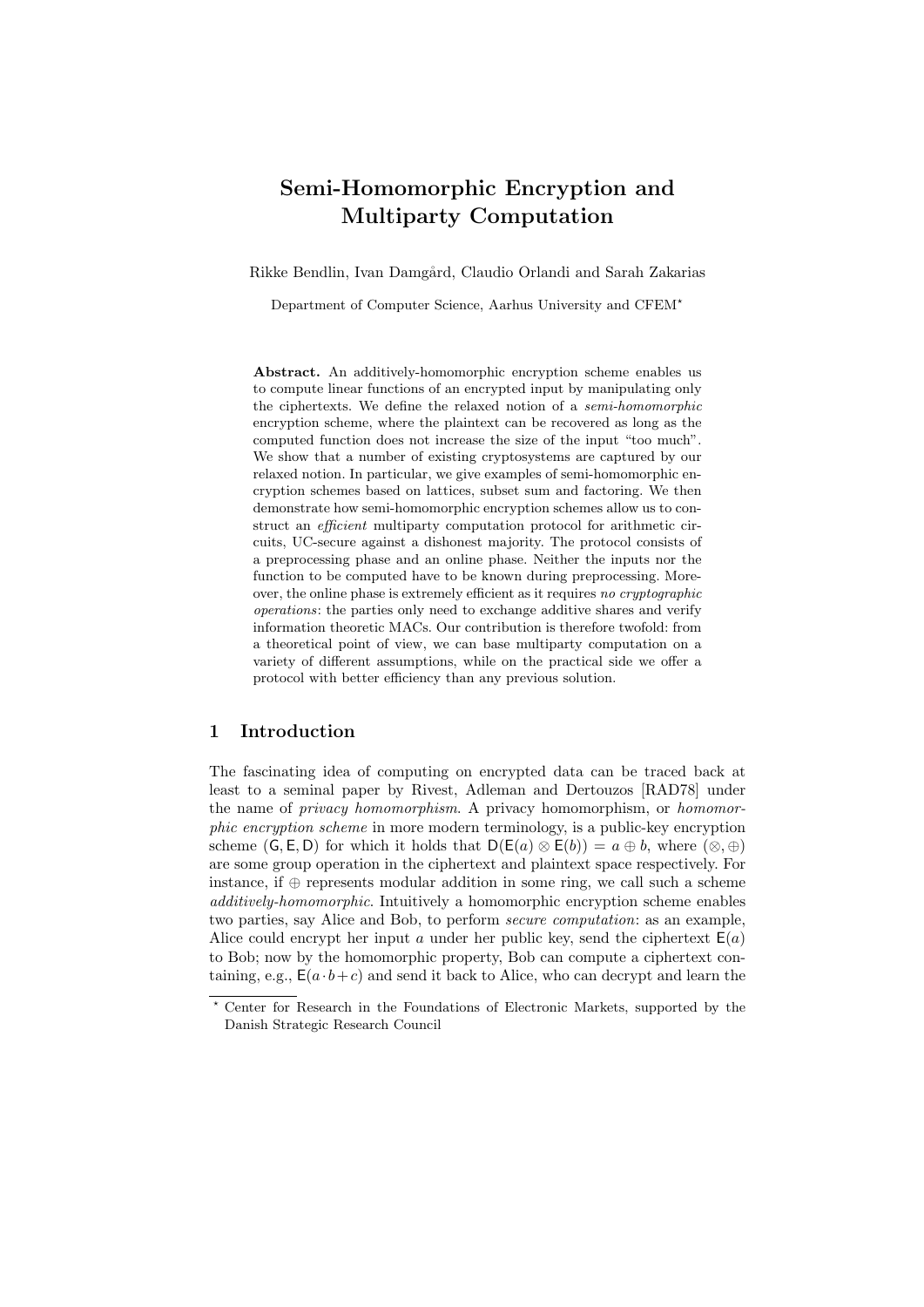# Semi-Homomorphic Encryption and Multiparty Computation

Rikke Bendlin, Ivan Damgård, Claudio Orlandi and Sarah Zakarias

Department of Computer Science, Aarhus University and CFEM*

**Abstract.** An additively-homomorphic encryption scheme enables us to compute linear functions of an encrypted input by manipulating only the ciphertexts. We define the relaxed notion of a *semi-homomorphic* encryption scheme, where the plaintext can be recovered as long as the computed function does not increase the size of the input "too much". We show that a number of existing cryptosystems are captured by our relaxed notion. In particular, we give examples of semi-homomorphic encryption schemes based on lattices, subset sum and factoring. We then demonstrate how semi-homomorphic encryption schemes allow us to construct an *efficient* multiparty computation protocol for arithmetic circuits, UC-secure against a dishonest majority. The protocol consists of a preprocessing phase and an online phase. Neither the inputs nor the function to be computed have to be known during preprocessing. Moreover, the online phase is extremely efficient as it requires *no cryptographic operations*: the parties only need to exchange additive shares and verify information theoretic MACs. Our contribution is therefore twofold: from a theoretical point of view, we can base multiparty computation on a variety of different assumptions, while on the practical side we offer a protocol with better efficiency than any previous solution.

## 1 Introduction

The fascinating idea of computing on encrypted data can be traced back at least to a seminal paper by Rivest, Adleman and Dertouzos [RAD78] under the name of *privacy homomorphism*. A privacy homomorphism, or *homomorphic encryption scheme* in more modern terminology, is a public-key encryption scheme $(\mathsf{G}, \mathsf{E}, \mathsf{D})$ for which it holds that $\mathsf{D}(\mathsf{E}(a) \otimes \mathsf{E}(b)) = a \oplus b$, where $(\otimes, \oplus)$ are some group operation in the ciphertext and plaintext space respectively. For instance, if $\oplus$ represents modular addition in some ring, we call such a scheme *additively-homomorphic*. Intuitively a homomorphic encryption scheme enables two parties, say Alice and Bob, to perform *secure computation*: as an example, Alice could encrypt her input $a$ under her public key, send the ciphertext $\mathsf{E}(a)$ to Bob; now by the homomorphic property, Bob can compute a ciphertext containing, e.g., $\mathsf{E}(a \cdot b + c)$ and send it back to Alice, who can decrypt and learn the

* Center for Research in the Foundations of Electronic Markets, supported by the Danish Strategic Research Council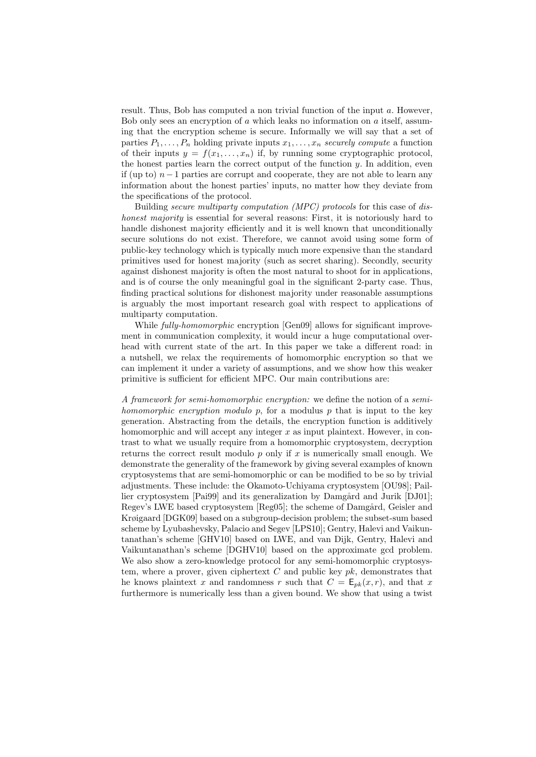result. Thus, Bob has computed a non trivial function of the input $a$. However, Bob only sees an encryption of $a$ which leaks no information on $a$ itself, assuming that the encryption scheme is secure. Informally we will say that a set of parties $P_1, \ldots, P_n$ holding private inputs $x_1, \ldots, x_n$ *securely compute* a function of their inputs $y = f(x_1, \ldots, x_n)$ if, by running some cryptographic protocol, the honest parties learn the correct output of the function $y$. In addition, even if (up to) $n-1$ parties are corrupt and cooperate, they are not able to learn any information about the honest parties' inputs, no matter how they deviate from the specifications of the protocol.

Building *secure multiparty computation (MPC) protocols* for this case of *dishonest majority* is essential for several reasons: First, it is notoriously hard to handle dishonest majority efficiently and it is well known that unconditionally secure solutions do not exist. Therefore, we cannot avoid using some form of public-key technology which is typically much more expensive than the standard primitives used for honest majority (such as secret sharing). Secondly, security against dishonest majority is often the most natural to shoot for in applications, and is of course the only meaningful goal in the significant 2-party case. Thus, finding practical solutions for dishonest majority under reasonable assumptions is arguably the most important research goal with respect to applications of multiparty computation.

While *fully-homomorphic* encryption [Gen09] allows for significant improvement in communication complexity, it would incur a huge computational overhead with current state of the art. In this paper we take a different road: in a nutshell, we relax the requirements of homomorphic encryption so that we can implement it under a variety of assumptions, and we show how this weaker primitive is sufficient for efficient MPC. Our main contributions are:

*A framework for semi-homomorphic encryption:* we define the notion of a *semi-homomorphic encryption modulo p*, for a modulus $p$ that is input to the key generation. Abstracting from the details, the encryption function is additively homomorphic and will accept any integer $x$ as input plaintext. However, in contrast to what we usually require from a homomorphic cryptosystem, decryption returns the correct result modulo $p$ only if $x$ is numerically small enough. We demonstrate the generality of the framework by giving several examples of known cryptosystems that are semi-homomorphic or can be modified to be so by trivial adjustments. These include: the Okamoto-Uchiyama cryptosystem [OU98]; Paillier cryptosystem [Pai99] and its generalization by Damgård and Jurik [DJ01]; Regev's LWE based cryptosystem [Reg05]; the scheme of Damgård, Geisler and Krøigaard [DGK09] based on a subgroup-decision problem; the subset-sum based scheme by Lyubashevsky, Palacio and Segev [LPS10]; Gentry, Halevi and Vaikuntanathan's scheme [GHV10] based on LWE, and van Dijk, Gentry, Halevi and Vaikuntanathan's scheme [DGHV10] based on the approximate gcd problem. We also show a zero-knowledge protocol for any semi-homomorphic cryptosystem, where a prover, given ciphertext $C$ and public key $pk$, demonstrates that he knows plaintext $x$ and randomness $r$ such that $C = \mathsf{E}_{pk}(x, r)$, and that $x$ furthermore is numerically less than a given bound. We show that using a twist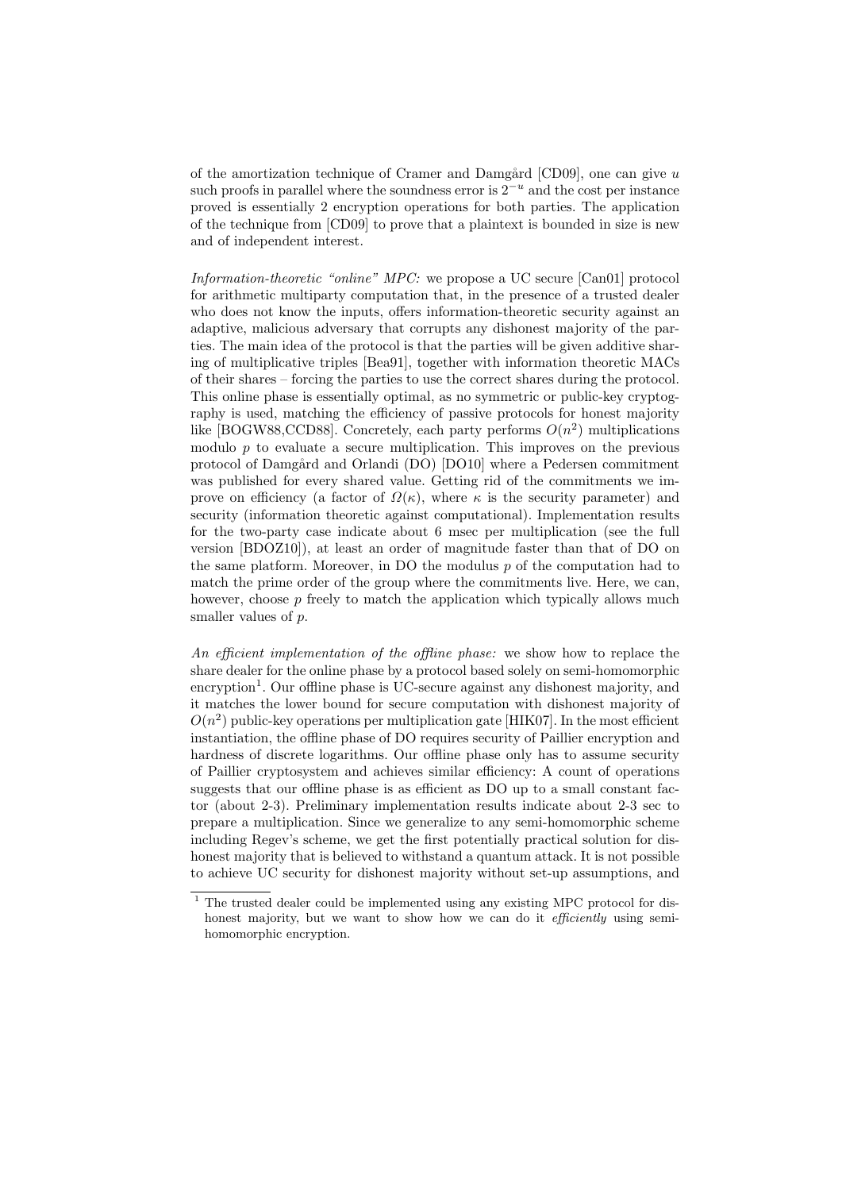of the amortization technique of Cramer and Damgård [CD09], one can give $u$ such proofs in parallel where the soundness error is $2^{-u}$ and the cost per instance proved is essentially 2 encryption operations for both parties. The application of the technique from [CD09] to prove that a plaintext is bounded in size is new and of independent interest.

*Information-theoretic "online" MPC:* we propose a UC secure [Can01] protocol for arithmetic multiparty computation that, in the presence of a trusted dealer who does not know the inputs, offers information-theoretic security against an adaptive, malicious adversary that corrupts any dishonest majority of the parties. The main idea of the protocol is that the parties will be given additive sharing of multiplicative triples [Bea91], together with information theoretic MACs of their shares – forcing the parties to use the correct shares during the protocol. This online phase is essentially optimal, as no symmetric or public-key cryptography is used, matching the efficiency of passive protocols for honest majority like [BOGW88,CCD88]. Concretely, each party performs $O(n^2)$ multiplications modulo $p$ to evaluate a secure multiplication. This improves on the previous protocol of Damgård and Orlandi (DO) [DO10] where a Pedersen commitment was published for every shared value. Getting rid of the commitments we improve on efficiency (a factor of $\Omega(\kappa)$, where $\kappa$ is the security parameter) and security (information theoretic against computational). Implementation results for the two-party case indicate about 6 msec per multiplication (see the full version [BDOZ10]), at least an order of magnitude faster than that of DO on the same platform. Moreover, in DO the modulus $p$ of the computation had to match the prime order of the group where the commitments live. Here, we can, however, choose $p$ freely to match the application which typically allows much smaller values of $p$.

*An efficient implementation of the offline phase:* we show how to replace the share dealer for the online phase by a protocol based solely on semi-homomorphic encryption[1]. Our offline phase is UC-secure against any dishonest majority, and it matches the lower bound for secure computation with dishonest majority of $O(n^2)$ public-key operations per multiplication gate [HIK07]. In the most efficient instantiation, the offline phase of DO requires security of Paillier encryption and hardness of discrete logarithms. Our offline phase only has to assume security of Paillier cryptosystem and achieves similar efficiency: A count of operations suggests that our offline phase is as efficient as DO up to a small constant factor (about 2-3). Preliminary implementation results indicate about 2-3 sec to prepare a multiplication. Since we generalize to any semi-homomorphic scheme including Regev's scheme, we get the first potentially practical solution for dishonest majority that is believed to withstand a quantum attack. It is not possible to achieve UC security for dishonest majority without set-up assumptions, and

[1] The trusted dealer could be implemented using any existing MPC protocol for dishonest majority, but we want to show how we can do it *efficiently* using semi-homomorphic encryption.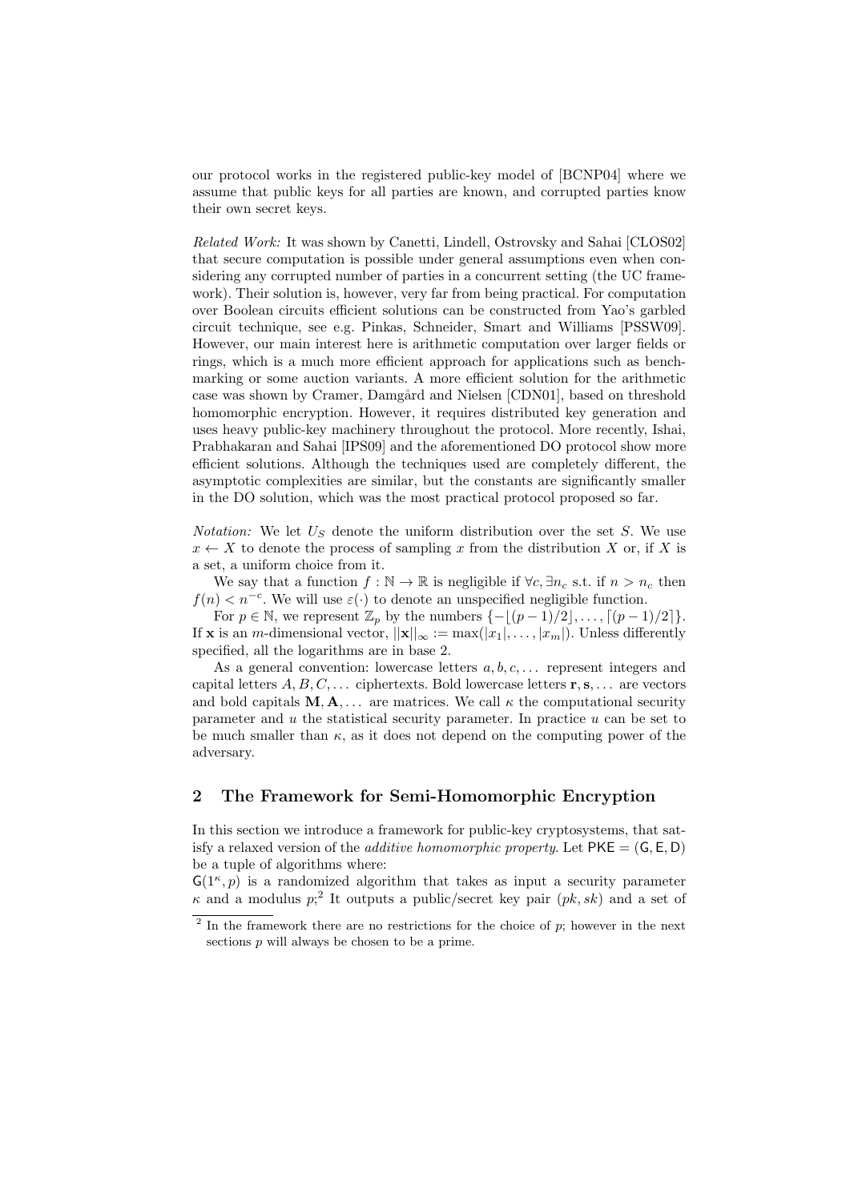our protocol works in the registered public-key model of [BCNP04] where we assume that public keys for all parties are known, and corrupted parties know their own secret keys.

*Related Work:* It was shown by Canetti, Lindell, Ostrovsky and Sahai [CLOS02] that secure computation is possible under general assumptions even when considering any corrupted number of parties in a concurrent setting (the UC framework). Their solution is, however, very far from being practical. For computation over Boolean circuits efficient solutions can be constructed from Yao's garbled circuit technique, see e.g. Pinkas, Schneider, Smart and Williams [PSSW09]. However, our main interest here is arithmetic computation over larger fields or rings, which is a much more efficient approach for applications such as benchmarking or some auction variants. A more efficient solution for the arithmetic case was shown by Cramer, Damgård and Nielsen [CDN01], based on threshold homomorphic encryption. However, it requires distributed key generation and uses heavy public-key machinery throughout the protocol. More recently, Ishai, Prabhakaran and Sahai [IPS09] and the aforementioned DO protocol show more efficient solutions. Although the techniques used are completely different, the asymptotic complexities are similar, but the constants are significantly smaller in the DO solution, which was the most practical protocol proposed so far.

*Notation:* We let $U_S$ denote the uniform distribution over the set $S$. We use $x \leftarrow X$ to denote the process of sampling $x$ from the distribution $X$ or, if $X$ is a set, a uniform choice from it.

We say that a function $f : \mathbb{N} \rightarrow \mathbb{R}$ is negligible if $\forall c, \exists n_c$ s.t. if $n > n_c$ then $f(n) < n^{-c}$. We will use $\varepsilon(\cdot)$ to denote an unspecified negligible function.

For $p \in \mathbb{N}$, we represent $\mathbb{Z}_p$ by the numbers $\{-\lfloor (p-1)/2 \rfloor, \dots, \lceil (p-1)/2 \rceil\}$. If $\mathbf{x}$ is an $m$-dimensional vector, $||\mathbf{x}||_\infty := \max(|x_1|, \dots, |x_m|)$. Unless differently specified, all the logarithms are in base 2.

As a general convention: lowercase letters $a, b, c, \dots$ represent integers and capital letters $A, B, C, \dots$ ciphertexts. Bold lowercase letters $\mathbf{r}, \mathbf{s}, \dots$ are vectors and bold capitals $\mathbf{M}, \mathbf{A}, \dots$ are matrices. We call $\kappa$ the computational security parameter and $u$ the statistical security parameter. In practice $u$ can be set to be much smaller than $\kappa$, as it does not depend on the computing power of the adversary.

## 2 The Framework for Semi-Homomorphic Encryption

In this section we introduce a framework for public-key cryptosystems, that satisfy a relaxed version of the *additive homomorphic property*. Let $\mathsf{PKE} = (\mathsf{G}, \mathsf{E}, \mathsf{D})$ be a tuple of algorithms where:

$\mathsf{G}(1^\kappa, p)$ is a randomized algorithm that takes as input a security parameter $\kappa$ and a modulus $p$;[2] It outputs a public/secret key pair $(pk, sk)$ and a set of

[2] In the framework there are no restrictions for the choice of $p$; however in the next sections $p$ will always be chosen to be a prime.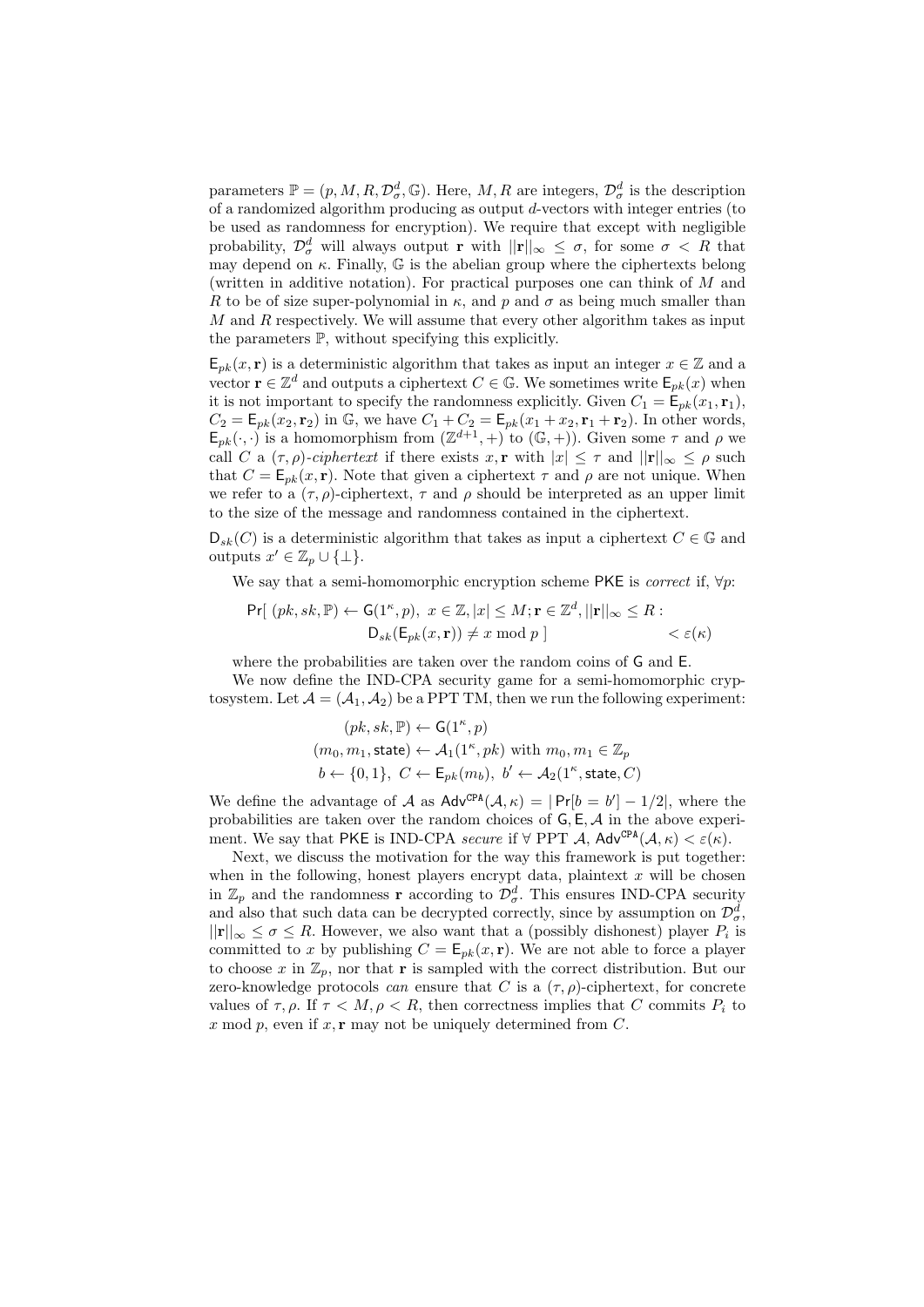parameters $\mathbb{P} = (p, M, R, \mathcal{D}_\sigma^d, \mathbb{G})$. Here, $M, R$ are integers, $\mathcal{D}_\sigma^d$ is the description of a randomized algorithm producing as output $d$-vectors with integer entries (to be used as randomness for encryption). We require that except with negligible probability, $\mathcal{D}_\sigma^d$ will always output $\mathbf{r}$ with $||\mathbf{r}||_\infty \leq \sigma$, for some $\sigma < R$ that may depend on $\kappa$. Finally, $\mathbb{G}$ is the abelian group where the ciphertexts belong (written in additive notation). For practical purposes one can think of $M$ and $R$ to be of size super-polynomial in $\kappa$, and $p$ and $\sigma$ as being much smaller than $M$ and $R$ respectively. We will assume that every other algorithm takes as input the parameters $\mathbb{P}$, without specifying this explicitly.

$\mathsf{E}_{pk}(x, \mathbf{r})$ is a deterministic algorithm that takes as input an integer $x \in \mathbb{Z}$ and a vector $\mathbf{r} \in \mathbb{Z}^d$ and outputs a ciphertext $C \in \mathbb{G}$. We sometimes write $\mathsf{E}_{pk}(x)$ when it is not important to specify the randomness explicitly. Given $C_1 = \mathsf{E}_{pk}(x_1, \mathbf{r}_1)$, $C_2 = \mathsf{E}_{pk}(x_2, \mathbf{r}_2)$ in $\mathbb{G}$, we have $C_1 + C_2 = \mathsf{E}_{pk}(x_1 + x_2, \mathbf{r}_1 + \mathbf{r}_2)$. In other words, $\mathsf{E}_{pk}(\cdot, \cdot)$ is a homomorphism from $(\mathbb{Z}^{d+1}, +)$ to $(\mathbb{G}, +)$). Given some $\tau$ and $\rho$ we call $C$ a $(\tau, \rho)$-*ciphertext* if there exists $x, \mathbf{r}$ with $|x| \leq \tau$ and $||\mathbf{r}||_\infty \leq \rho$ such that $C = \mathsf{E}_{pk}(x, \mathbf{r})$. Note that given a ciphertext $\tau$ and $\rho$ are not unique. When we refer to a $(\tau, \rho)$-ciphertext, $\tau$ and $\rho$ should be interpreted as an upper limit to the size of the message and randomness contained in the ciphertext.

$\mathsf{D}_{sk}(C)$ is a deterministic algorithm that takes as input a ciphertext $C \in \mathbb{G}$ and outputs $x' \in \mathbb{Z}_p \cup \{\perp\}$.

We say that a semi-homomorphic encryption scheme $\mathsf{PKE}$ is *correct* if, $\forall p$:

$$\Pr[\ (pk, sk, \mathbb{P}) \leftarrow \mathsf{G}(1^\kappa, p),\ x \in \mathbb{Z}, |x| \leq M; \mathbf{r} \in \mathbb{Z}^d, ||\mathbf{r}||_\infty \leq R : \mathsf{D}_{sk}(\mathsf{E}_{pk}(x, \mathbf{r})) \neq x \bmod p\ ] < \varepsilon(\kappa)$$

where the probabilities are taken over the random coins of $\mathsf{G}$ and $\mathsf{E}$.

We now define the IND-CPA security game for a semi-homomorphic cryptosystem. Let $\mathcal{A} = (\mathcal{A}_1, \mathcal{A}_2)$ be a PPT TM, then we run the following experiment:

$$(pk, sk, \mathbb{P}) \leftarrow \mathsf{G}(1^\kappa, p)$$
$$(m_0, m_1, \mathsf{state}) \leftarrow \mathcal{A}_1(1^\kappa, pk) \text{ with } m_0, m_1 \in \mathbb{Z}_p$$
$$b \leftarrow \{0, 1\},\ C \leftarrow \mathsf{E}_{pk}(m_b),\ b' \leftarrow \mathcal{A}_2(1^\kappa, \mathsf{state}, C)$$

We define the advantage of $\mathcal{A}$ as $\mathsf{Adv}^{\mathtt{CPA}}(\mathcal{A}, \kappa) = |\Pr[b = b'] - 1/2|$, where the probabilities are taken over the random choices of $\mathsf{G}, \mathsf{E}, \mathcal{A}$ in the above experiment. We say that $\mathsf{PKE}$ is IND-CPA *secure* if $\forall$ PPT $\mathcal{A}$, $\mathsf{Adv}^{\mathtt{CPA}}(\mathcal{A}, \kappa) < \varepsilon(\kappa)$.

Next, we discuss the motivation for the way this framework is put together: when in the following, honest players encrypt data, plaintext $x$ will be chosen in $\mathbb{Z}_p$ and the randomness $\mathbf{r}$ according to $\mathcal{D}_\sigma^d$. This ensures IND-CPA security and also that such data can be decrypted correctly, since by assumption on $\mathcal{D}_\sigma^d$, $||\mathbf{r}||_\infty \leq \sigma \leq R$. However, we also want that a (possibly dishonest) player $P_i$ is committed to $x$ by publishing $C = \mathsf{E}_{pk}(x, \mathbf{r})$. We are not able to force a player to choose $x$ in $\mathbb{Z}_p$, nor that $\mathbf{r}$ is sampled with the correct distribution. But our zero-knowledge protocols *can* ensure that $C$ is a $(\tau, \rho)$-ciphertext, for concrete values of $\tau, \rho$. If $\tau < M, \rho < R$, then correctness implies that $C$ commits $P_i$ to $x \bmod p$, even if $x, \mathbf{r}$ may not be uniquely determined from $C$.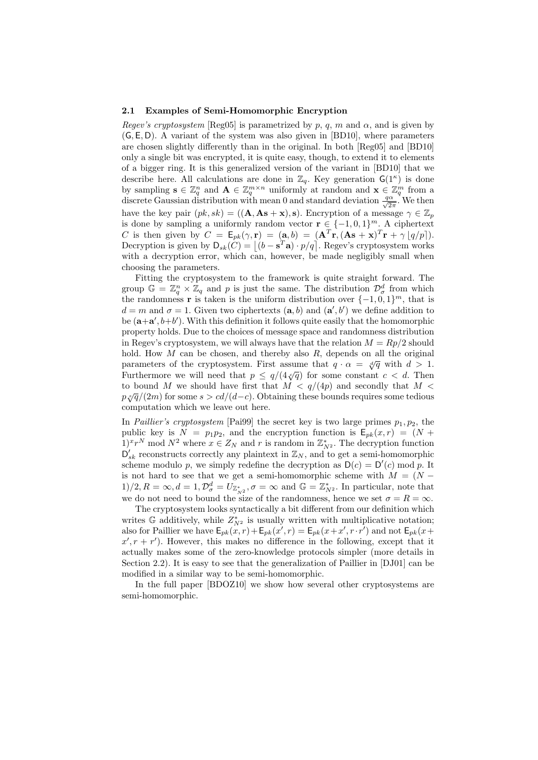### 2.1 Examples of Semi-Homomorphic Encryption

*Regev's cryptosystem* [Reg05] is parametrized by $p$, $q$, $m$ and $\alpha$, and is given by $(\mathsf{G}, \mathsf{E}, \mathsf{D})$. A variant of the system was also given in [BD10], where parameters are chosen slightly differently than in the original. In both [Reg05] and [BD10] only a single bit was encrypted, it is quite easy, though, to extend it to elements of a bigger ring. It is this generalized version of the variant in [BD10] that we describe here. All calculations are done in $\mathbb{Z}_q$. Key generation $\mathsf{G}(1^\kappa)$ is done by sampling $\mathbf{s} \in \mathbb{Z}_q^n$ and $\mathbf{A} \in \mathbb{Z}_q^{m \times n}$ uniformly at random and $\mathbf{x} \in \mathbb{Z}_q^m$ from a discrete Gaussian distribution with mean 0 and standard deviation $\frac{q\alpha}{\sqrt{2\pi}}$. We then have the key pair $(pk, sk) = ((\mathbf{A}, \mathbf{A}\mathbf{s} + \mathbf{x}), \mathbf{s})$. Encryption of a message $\gamma \in \mathbb{Z}_p$ is done by sampling a uniformly random vector $\mathbf{r} \in \{-1, 0, 1\}^m$. A ciphertext $C$ is then given by $C = \mathsf{E}_{pk}(\gamma, \mathbf{r}) = (\mathbf{a}, b) = (\mathbf{A}^T\mathbf{r}, (\mathbf{A}\mathbf{s} + \mathbf{x})^T\mathbf{r} + \gamma \lfloor q/p \rceil)$. Decryption is given by $\mathsf{D}_{sk}(C) = \lfloor (b - \mathbf{s}^T\mathbf{a}) \cdot p/q \rceil$. Regev's cryptosystem works with a decryption error, which can, however, be made negligibly small when choosing the parameters.

Fitting the cryptosystem to the framework is quite straight forward. The group $\mathbb{G} = \mathbb{Z}_q^n \times \mathbb{Z}_q$ and $p$ is just the same. The distribution $\mathcal{D}_\sigma^d$ from which the randomness $\mathbf{r}$ is taken is the uniform distribution over $\{-1, 0, 1\}^m$, that is $d = m$ and $\sigma = 1$. Given two ciphertexts $(\mathbf{a}, b)$ and $(\mathbf{a}', b')$ we define addition to be $(\mathbf{a} + \mathbf{a}', b + b')$. With this definition it follows quite easily that the homomorphic property holds. Due to the choices of message space and randomness distribution in Regev's cryptosystem, we will always have that the relation $M = Rp/2$ should hold. How $M$ can be chosen, and thereby also $R$, depends on all the original parameters of the cryptosystem. First assume that $q \cdot \alpha = \sqrt[d]{q}$ with $d > 1$. Furthermore we will need that $p \leq q/(4\sqrt[c]{q})$ for some constant $c < d$. Then to bound $M$ we should have first that $M < q/(4p)$ and secondly that $M < p\sqrt[s]{q}/(2m)$ for some $s > cd/(d-c)$. Obtaining these bounds requires some tedious computation which we leave out here.

In *Paillier's cryptosystem* [Pai99] the secret key is two large primes $p_1, p_2$, the public key is $N = p_1 p_2$, and the encryption function is $\mathsf{E}_{pk}(x, r) = (N + 1)^x r^N \bmod N^2$ where $x \in Z_N$ and $r$ is random in $\mathbb{Z}_{N^2}^*$. The decryption function $\mathsf{D}'_{sk}$ reconstructs correctly any plaintext in $\mathbb{Z}_N$, and to get a semi-homomorphic scheme modulo $p$, we simply redefine the decryption as $\mathsf{D}(c) = \mathsf{D}'(c) \bmod p$. It is not hard to see that we get a semi-homomorphic scheme with $M = (N - 1)/2, R = \infty, d = 1, \mathcal{D}_\sigma^d = U_{\mathbb{Z}_{N^2}^*}, \sigma = \infty$ and $\mathbb{G} = \mathbb{Z}_{N^2}^*$. In particular, note that we do not need to bound the size of the randomness, hence we set $\sigma = R = \infty$.

The cryptosystem looks syntactically a bit different from our definition which writes $\mathbb{G}$ additively, while $Z_{N^2}^*$ is usually written with multiplicative notation; also for Paillier we have $\mathsf{E}_{pk}(x, r) + \mathsf{E}_{pk}(x', r) = \mathsf{E}_{pk}(x + x', r \cdot r')$ and not $\mathsf{E}_{pk}(x + x', r + r')$. However, this makes no difference in the following, except that it actually makes some of the zero-knowledge protocols simpler (more details in Section 2.2). It is easy to see that the generalization of Paillier in [DJ01] can be modified in a similar way to be semi-homomorphic.

In the full paper [BDOZ10] we show how several other cryptosystems are semi-homomorphic.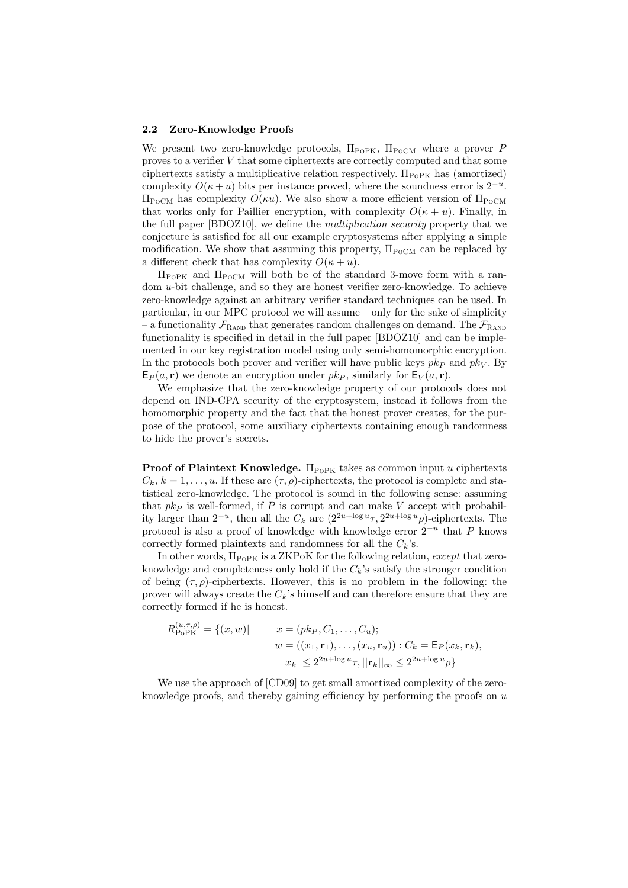### 2.2 Zero-Knowledge Proofs

We present two zero-knowledge protocols, $\Pi_{\text{PoPK}}$, $\Pi_{\text{PoCM}}$ where a prover $P$ proves to a verifier $V$ that some ciphertexts are correctly computed and that some ciphertexts satisfy a multiplicative relation respectively. $\Pi_{\text{PoPK}}$ has (amortized) complexity $O(\kappa + u)$ bits per instance proved, where the soundness error is $2^{-u}$. $\Pi_{\text{PoCM}}$ has complexity $O(\kappa u)$. We also show a more efficient version of $\Pi_{\text{PoCM}}$ that works only for Paillier encryption, with complexity $O(\kappa + u)$. Finally, in the full paper [BDOZ10], we define the *multiplication security* property that we conjecture is satisfied for all our example cryptosystems after applying a simple modification. We show that assuming this property, $\Pi_{\text{PoCM}}$ can be replaced by a different check that has complexity $O(\kappa + u)$.

$\Pi_{\text{PoPK}}$ and $\Pi_{\text{PoCM}}$ will both be of the standard 3-move form with a random $u$-bit challenge, and so they are honest verifier zero-knowledge. To achieve zero-knowledge against an arbitrary verifier standard techniques can be used. In particular, in our MPC protocol we will assume – only for the sake of simplicity – a functionality $\mathcal{F}_{\text{RAND}}$ that generates random challenges on demand. The $\mathcal{F}_{\text{RAND}}$ functionality is specified in detail in the full paper [BDOZ10] and can be implemented in our key registration model using only semi-homomorphic encryption. In the protocols both prover and verifier will have public keys $pk_P$ and $pk_V$. By $\mathsf{E}_P(a, \mathbf{r})$ we denote an encryption under $pk_P$, similarly for $\mathsf{E}_V(a, \mathbf{r})$.

We emphasize that the zero-knowledge property of our protocols does not depend on IND-CPA security of the cryptosystem, instead it follows from the homomorphic property and the fact that the honest prover creates, for the purpose of the protocol, some auxiliary ciphertexts containing enough randomness to hide the prover's secrets.

**Proof of Plaintext Knowledge.** $\Pi_{\text{PoPK}}$ takes as common input $u$ ciphertexts $C_k$, $k = 1, \ldots, u$. If these are $(\tau, \rho)$-ciphertexts, the protocol is complete and statistical zero-knowledge. The protocol is sound in the following sense: assuming that $pk_P$ is well-formed, if $P$ is corrupt and can make $V$ accept with probability larger than $2^{-u}$, then all the $C_k$ are $(2^{2u+\log u}\tau, 2^{2u+\log u}\rho)$-ciphertexts. The protocol is also a proof of knowledge with knowledge error $2^{-u}$ that $P$ knows correctly formed plaintexts and randomness for all the $C_k$'s.

In other words, $\Pi_{\text{PoPK}}$ is a ZKPoK for the following relation, *except* that zero-knowledge and completeness only hold if the $C_k$'s satisfy the stronger condition of being $(\tau, \rho)$-ciphertexts. However, this is no problem in the following: the prover will always create the $C_k$'s himself and can therefore ensure that they are correctly formed if he is honest.

$$
\begin{aligned}
R_{\text{PoPK}}^{(u,\tau,\rho)} = \{(x, w) | \quad & x = (pk_P, C_1, \ldots, C_u); \\
& w = ((x_1, \mathbf{r}_1), \ldots, (x_u, \mathbf{r}_u)) : C_k = \mathsf{E}_P(x_k, \mathbf{r}_k), \\
& |x_k| \le 2^{2u+\log u}\tau, ||\mathbf{r}_k||_\infty \le 2^{2u+\log u}\rho\}
\end{aligned}
$$

We use the approach of [CD09] to get small amortized complexity of the zero-knowledge proofs, and thereby gaining efficiency by performing the proofs on $u$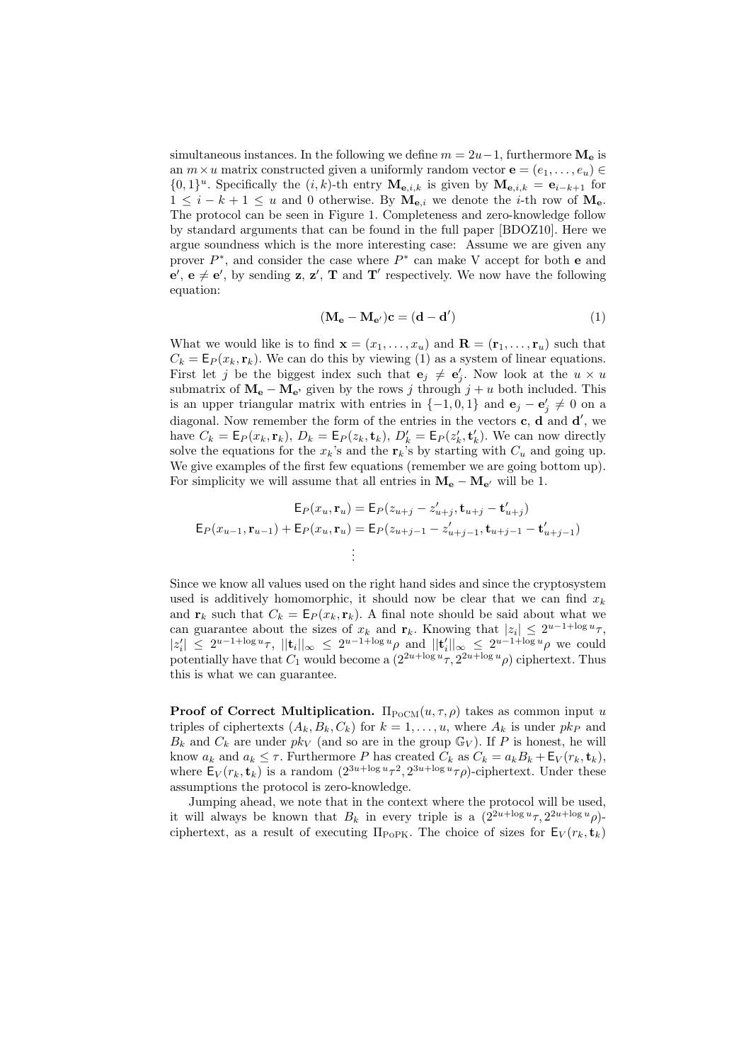simultaneous instances. In the following we define $m = 2u-1$, furthermore $\mathbf{M_e}$ is an $m \times u$ matrix constructed given a uniformly random vector $\mathbf{e} = (e_1, \ldots, e_u) \in \{0,1\}^u$. Specifically the $(i,k)$-th entry $\mathbf{M}_{\mathbf{e},i,k}$ is given by $\mathbf{M}_{\mathbf{e},i,k} = \mathbf{e}_{i-k+1}$ for $1 \le i-k+1 \le u$ and 0 otherwise. By $\mathbf{M}_{\mathbf{e},i}$ we denote the $i$-th row of $\mathbf{M_e}$. The protocol can be seen in Figure 1. Completeness and zero-knowledge follow by standard arguments that can be found in the full paper [BDOZ10]. Here we argue soundness which is the more interesting case: Assume we are given any prover $P^*$, and consider the case where $P^*$ can make V accept for both $\mathbf{e}$ and $\mathbf{e}'$, $\mathbf{e} \neq \mathbf{e}'$, by sending $\mathbf{z}$, $\mathbf{z}'$, $\mathbf{T}$ and $\mathbf{T}'$ respectively. We now have the following equation:

$$(\mathbf{M_e} - \mathbf{M_{e'}})\mathbf{c} = (\mathbf{d} - \mathbf{d}') \tag{1}$$

What we would like is to find $\mathbf{x} = (x_1, \ldots, x_u)$ and $\mathbf{R} = (\mathbf{r}_1, \ldots, \mathbf{r}_u)$ such that $C_k = \mathsf{E}_P(x_k, \mathbf{r}_k)$. We can do this by viewing (1) as a system of linear equations. First let $j$ be the biggest index such that $\mathbf{e}_j \neq \mathbf{e}'_j$. Now look at the $u \times u$ submatrix of $\mathbf{M_e} - \mathbf{M_{e'}}$ given by the rows $j$ through $j+u$ both included. This is an upper triangular matrix with entries in $\{-1, 0, 1\}$ and $\mathbf{e}_j - \mathbf{e}'_j \neq 0$ on a diagonal. Now remember the form of the entries in the vectors $\mathbf{c}$, $\mathbf{d}$ and $\mathbf{d}'$, we have $C_k = \mathsf{E}_P(x_k, \mathbf{r}_k)$, $D_k = \mathsf{E}_P(z_k, \mathbf{t}_k)$, $D'_k = \mathsf{E}_P(z'_k, \mathbf{t}'_k)$. We can now directly solve the equations for the $x_k$'s and the $\mathbf{r}_k$'s by starting with $C_u$ and going up. We give examples of the first few equations (remember we are going bottom up). For simplicity we will assume that all entries in $\mathbf{M_e} - \mathbf{M_{e'}}$ will be 1.

$$\mathsf{E}_P(x_u, \mathbf{r}_u) = \mathsf{E}_P(z_{u+j} - z'_{u+j}, \mathbf{t}_{u+j} - \mathbf{t}'_{u+j})$$
$$\mathsf{E}_P(x_{u-1}, \mathbf{r}_{u-1}) + \mathsf{E}_P(x_u, \mathbf{r}_u) = \mathsf{E}_P(z_{u+j-1} - z'_{u+j-1}, \mathbf{t}_{u+j-1} - \mathbf{t}'_{u+j-1})$$
$$\vdots$$

Since we know all values used on the right hand sides and since the cryptosystem used is additively homomorphic, it should now be clear that we can find $x_k$ and $\mathbf{r}_k$ such that $C_k = \mathsf{E}_P(x_k, \mathbf{r}_k)$. A final note should be said about what we can guarantee about the sizes of $x_k$ and $\mathbf{r}_k$. Knowing that $|z_i| \le 2^{u-1+\log u}\tau$, $|z'_i| \le 2^{u-1+\log u}\tau$, $||\mathbf{t}_i||_\infty \le 2^{u-1+\log u}\rho$ and $||\mathbf{t}'_i||_\infty \le 2^{u-1+\log u}\rho$ we could potentially have that $C_1$ would become a $(2^{2u+\log u}\tau, 2^{2u+\log u}\rho)$ ciphertext. Thus this is what we can guarantee.

**Proof of Correct Multiplication.** $\Pi_{\text{PoCM}}(u, \tau, \rho)$ takes as common input $u$ triples of ciphertexts $(A_k, B_k, C_k)$ for $k = 1, \ldots, u$, where $A_k$ is under $pk_P$ and $B_k$ and $C_k$ are under $pk_V$ (and so are in the group $\mathbb{G}_V$). If $P$ is honest, he will know $a_k$ and $a_k \le \tau$. Furthermore $P$ has created $C_k$ as $C_k = a_k B_k + \mathsf{E}_V(r_k, \mathbf{t}_k)$, where $\mathsf{E}_V(r_k, \mathbf{t}_k)$ is a random $(2^{3u+\log u}\tau^2, 2^{3u+\log u}\tau\rho)$-ciphertext. Under these assumptions the protocol is zero-knowledge.

Jumping ahead, we note that in the context where the protocol will be used, it will always be known that $B_k$ in every triple is a $(2^{2u+\log u}\tau, 2^{2u+\log u}\rho)$-ciphertext, as a result of executing $\Pi_{\text{PoPK}}$. The choice of sizes for $\mathsf{E}_V(r_k, \mathbf{t}_k)$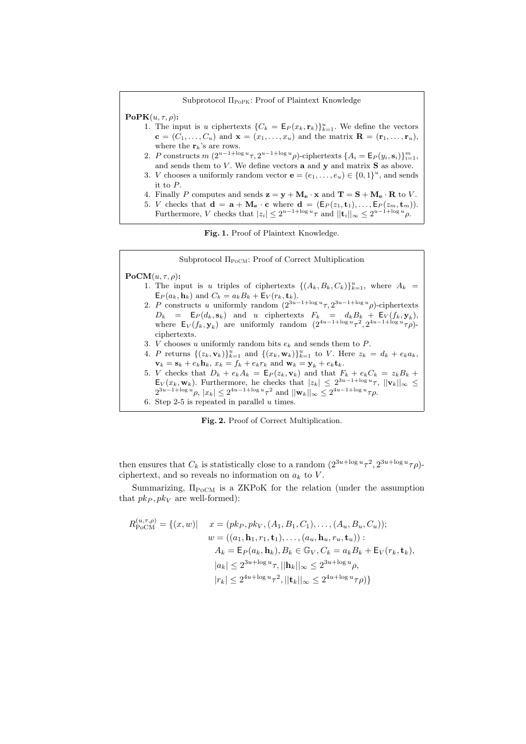Subprotocol $\Pi_{\mathrm{PoPK}}$: Proof of Plaintext Knowledge

**PoPK**$(u, \tau, \rho)$**:**

1. The input is $u$ ciphertexts $\{C_k = \mathsf{E}_P(x_k, \mathbf{r}_k)\}_{k=1}^{u}$. We define the vectors $\mathbf{c} = (C_1, \ldots, C_u)$ and $\mathbf{x} = (x_1, \ldots, x_u)$ and the matrix $\mathbf{R} = (\mathbf{r}_1, \ldots, \mathbf{r}_u)$, where the $\mathbf{r}_k$'s are rows.
2. $P$ constructs $m$ $(2^{u-1+\log u}\tau, 2^{u-1+\log u}\rho)$-ciphertexts $\{A_i = \mathsf{E}_P(y_i, \mathbf{s}_i)\}_{i=1}^{m}$, and sends them to $V$. We define vectors $\mathbf{a}$ and $\mathbf{y}$ and matrix $\mathbf{S}$ as above.
3. $V$ chooses a uniformly random vector $\mathbf{e} = (e_1, \ldots, e_u) \in \{0,1\}^u$, and sends it to $P$.
4. Finally $P$ computes and sends $\mathbf{z} = \mathbf{y} + \mathbf{M_e} \cdot \mathbf{x}$ and $\mathbf{T} = \mathbf{S} + \mathbf{M_e} \cdot \mathbf{R}$ to $V$.
5. $V$ checks that $\mathbf{d} = \mathbf{a} + \mathbf{M_e} \cdot \mathbf{c}$ where $\mathbf{d} = (\mathsf{E}_P(z_1, \mathbf{t}_1), \ldots, \mathsf{E}_P(z_m, \mathbf{t}_m))$. Furthermore, $V$ checks that $|z_i| \le 2^{u-1+\log u}\tau$ and $||\mathbf{t}_i||_\infty \le 2^{u-1+\log u}\rho$.

**Fig. 1.** Proof of Plaintext Knowledge.

Subprotocol $\Pi_{\mathrm{PoCM}}$: Proof of Correct Multiplication

**PoCM**$(u, \tau, \rho)$**:**

1. The input is $u$ triples of ciphertexts $\{(A_k, B_k, C_k)\}_{k=1}^{u}$, where $A_k = \mathsf{E}_P(a_k, \mathbf{h}_k)$ and $C_k = a_k B_k + \mathsf{E}_V(r_k, \mathbf{t}_k)$.
2. $P$ constructs $u$ uniformly random $(2^{3u-1+\log u}\tau, 2^{3u-1+\log u}\rho)$-ciphertexts $D_k = \mathsf{E}_P(d_k, \mathbf{s}_k)$ and $u$ ciphertexts $F_k = d_k B_k + \mathsf{E}_V(f_k, \mathbf{y}_k)$, where $\mathsf{E}_V(f_k, \mathbf{y}_k)$ are uniformly random $(2^{4u-1+\log u}\tau^2, 2^{4u-1+\log u}\tau\rho)$-ciphertexts.
3. $V$ chooses $u$ uniformly random bits $e_k$ and sends them to $P$.
4. $P$ returns $\{(z_k, \mathbf{v}_k)\}_{k=1}^{u}$ and $\{(x_k, \mathbf{w}_k)\}_{k=1}^{u}$ to $V$. Here $z_k = d_k + e_k a_k$, $\mathbf{v}_k = \mathbf{s}_k + e_k \mathbf{h}_k$, $x_k = f_k + e_k r_k$ and $\mathbf{w}_k = \mathbf{y}_k + e_k \mathbf{t}_k$.
5. $V$ checks that $D_k + e_k A_k = \mathsf{E}_P(z_k, \mathbf{v}_k)$ and that $F_k + e_k C_k = z_k B_k + \mathsf{E}_V(x_k, \mathbf{w}_k)$. Furthermore, he checks that $|z_k| \le 2^{3u-1+\log u}\tau$, $||\mathbf{v}_k||_\infty \le 2^{3u-1+\log u}\rho$, $|x_k| \le 2^{4u-1+\log u}\tau^2$ and $||\mathbf{w}_k||_\infty \le 2^{4u-1+\log u}\tau\rho$.
6. Step 2-5 is repeated in parallel $u$ times.

**Fig. 2.** Proof of Correct Multiplication.

then ensures that $C_k$ is statistically close to a random $(2^{3u+\log u}\tau^2, 2^{3u+\log u}\tau\rho)$-ciphertext, and so reveals no information on $a_k$ to $V$.

Summarizing, $\Pi_{\mathrm{PoCM}}$ is a ZKPoK for the relation (under the assumption that $pk_P, pk_V$ are well-formed):

$$
\begin{aligned}
R_{\mathrm{PoCM}}^{(u,\tau,\rho)} = \{(x, w) | \quad & x = (pk_P, pk_V, (A_1, B_1, C_1), \ldots, (A_u, B_u, C_u)); \\
& w = ((a_1, \mathbf{h}_1, r_1, \mathbf{t}_1), \ldots, (a_u, \mathbf{h}_u, r_u, \mathbf{t}_u)) : \\
& \quad A_k = \mathsf{E}_P(a_k, \mathbf{h}_k), B_k \in \mathbb{G}_V, C_k = a_k B_k + \mathsf{E}_V(r_k, \mathbf{t}_k), \\
& \quad |a_k| \le 2^{3u+\log u}\tau, ||\mathbf{h}_k||_\infty \le 2^{3u+\log u}\rho, \\
& \quad |r_k| \le 2^{4u+\log u}\tau^2, ||\mathbf{t}_k||_\infty \le 2^{4u+\log u}\tau\rho)\}
\end{aligned}
$$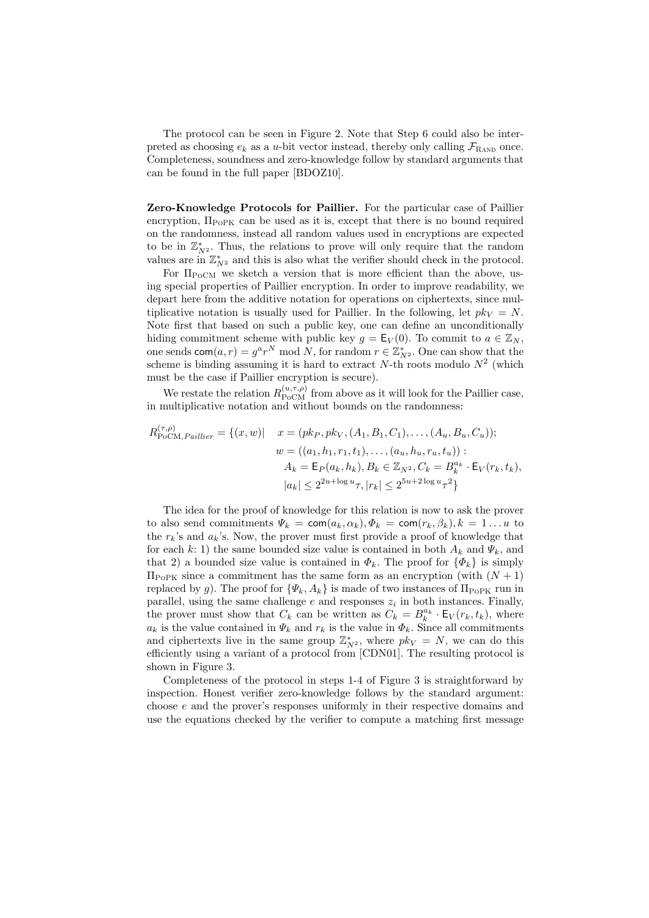The protocol can be seen in Figure 2. Note that Step 6 could also be interpreted as choosing $e_k$ as a $u$-bit vector instead, thereby only calling $\mathcal{F}_{\text{RAND}}$ once. Completeness, soundness and zero-knowledge follow by standard arguments that can be found in the full paper [BDOZ10].

**Zero-Knowledge Protocols for Paillier.** For the particular case of Paillier encryption, $\Pi_{\text{PoPK}}$ can be used as it is, except that there is no bound required on the randomness, instead all random values used in encryptions are expected to be in $\mathbb{Z}^*_{N^2}$. Thus, the relations to prove will only require that the random values are in $\mathbb{Z}^*_{N^2}$ and this is also what the verifier should check in the protocol.

For $\Pi_{\text{PoCM}}$ we sketch a version that is more efficient than the above, using special properties of Paillier encryption. In order to improve readability, we depart here from the additive notation for operations on ciphertexts, since multiplicative notation is usually used for Paillier. In the following, let $pk_V = N$. Note first that based on such a public key, one can define an unconditionally hiding commitment scheme with public key $g = \mathsf{E}_V(0)$. To commit to $a \in \mathbb{Z}_N$, one sends $\mathsf{com}(a, r) = g^a r^N \bmod N$, for random $r \in \mathbb{Z}^*_{N^2}$. One can show that the scheme is binding assuming it is hard to extract $N$-th roots modulo $N^2$ (which must be the case if Paillier encryption is secure).

We restate the relation $R^{(u,\tau,\rho)}_{\text{PoCM}}$ from above as it will look for the Paillier case, in multiplicative notation and without bounds on the randomness:

$$
\begin{aligned}
R^{(\tau,\rho)}_{\text{PoCM},Paillier} = \{(x, w) | \quad & x = (pk_P, pk_V, (A_1, B_1, C_1), \ldots, (A_u, B_u, C_u)); \\
& w = ((a_1, h_1, r_1, t_1), \ldots, (a_u, h_u, r_u, t_u)) : \\
& \quad A_k = \mathsf{E}_P(a_k, h_k), B_k \in \mathbb{Z}_{N^2}, C_k = B_k^{a_k} \cdot \mathsf{E}_V(r_k, t_k), \\
& \quad |a_k| \le 2^{2u + \log u}\tau, |r_k| \le 2^{5u + 2\log u}\tau^2\}
\end{aligned}
$$

The idea for the proof of knowledge for this relation is now to ask the prover to also send commitments $\Psi_k = \mathsf{com}(a_k, \alpha_k), \Phi_k = \mathsf{com}(r_k, \beta_k), k = 1 \ldots u$ to the $r_k$'s and $a_k$'s. Now, the prover must first provide a proof of knowledge that for each $k$: 1) the same bounded size value is contained in both $A_k$ and $\Psi_k$, and that 2) a bounded size value is contained in $\Phi_k$. The proof for $\{\Phi_k\}$ is simply $\Pi_{\text{PoPK}}$ since a commitment has the same form as an encryption (with $(N+1)$ replaced by $g$). The proof for $\{\Psi_k, A_k\}$ is made of two instances of $\Pi_{\text{PoPK}}$ run in parallel, using the same challenge $e$ and responses $z_i$ in both instances. Finally, the prover must show that $C_k$ can be written as $C_k = B_k^{a_k} \cdot \mathsf{E}_V(r_k, t_k)$, where $a_k$ is the value contained in $\Psi_k$ and $r_k$ is the value in $\Phi_k$. Since all commitments and ciphertexts live in the same group $\mathbb{Z}^*_{N^2}$, where $pk_V = N$, we can do this efficiently using a variant of a protocol from [CDN01]. The resulting protocol is shown in Figure 3.

Completeness of the protocol in steps 1-4 of Figure 3 is straightforward by inspection. Honest verifier zero-knowledge follows by the standard argument: choose $e$ and the prover's responses uniformly in their respective domains and use the equations checked by the verifier to compute a matching first message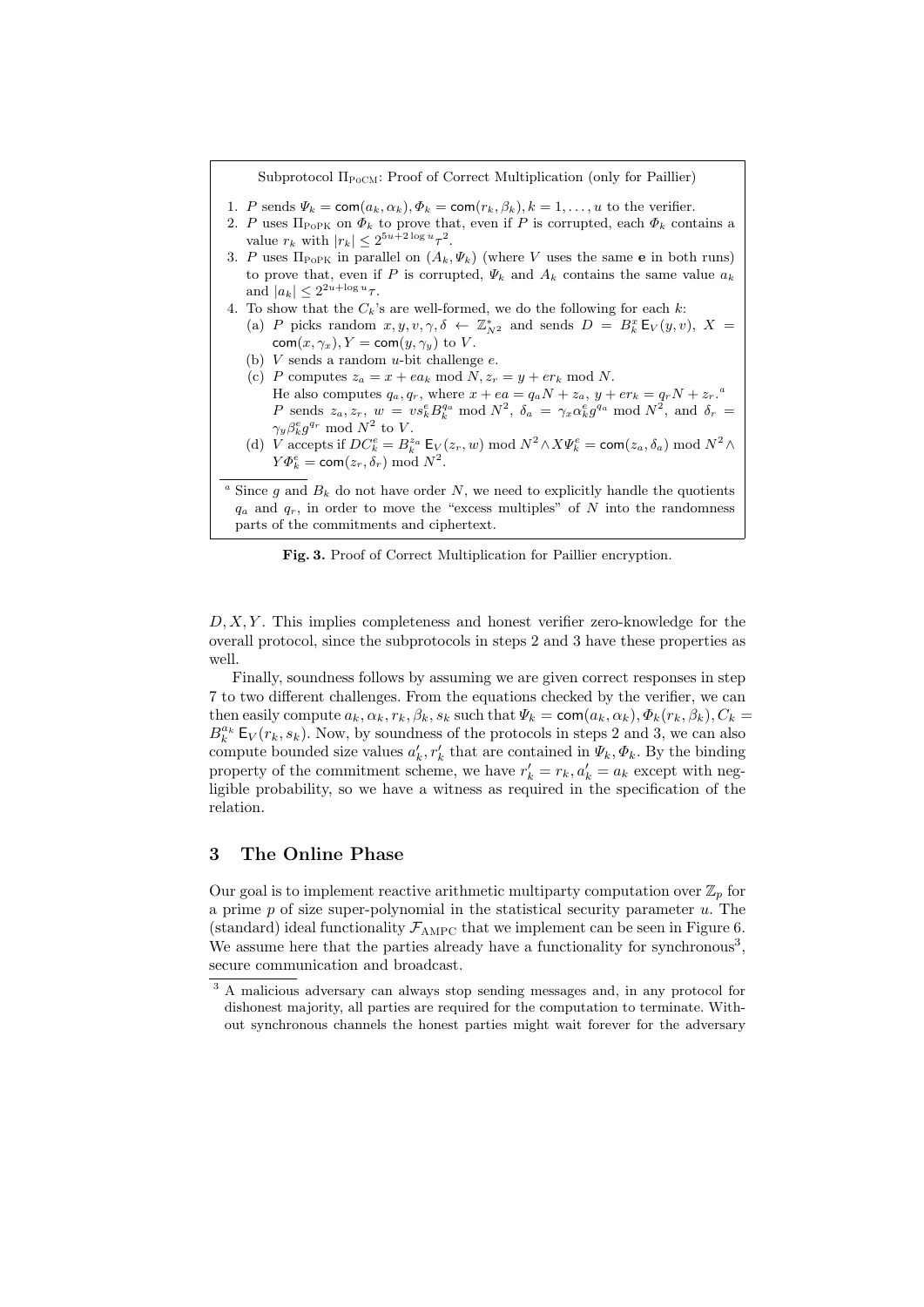Subprotocol $\Pi_{\text{PoCM}}$: Proof of Correct Multiplication (only for Paillier)

1. $P$ sends $\Psi_k = \mathsf{com}(a_k, \alpha_k), \Phi_k = \mathsf{com}(r_k, \beta_k), k = 1, \ldots, u$ to the verifier.
2. $P$ uses $\Pi_{\text{PoPK}}$ on $\Phi_k$ to prove that, even if $P$ is corrupted, each $\Phi_k$ contains a value $r_k$ with $|r_k| \leq 2^{5u+2\log u}\tau^2$.
3. $P$ uses $\Pi_{\text{PoPK}}$ in parallel on $(A_k, \Psi_k)$ (where $V$ uses the same $\mathbf{e}$ in both runs) to prove that, even if $P$ is corrupted, $\Psi_k$ and $A_k$ contains the same value $a_k$ and $|a_k| \leq 2^{2u+\log u}\tau$.
4. To show that the $C_k$'s are well-formed, we do the following for each $k$:
   (a) $P$ picks random $x, y, v, \gamma, \delta \leftarrow \mathbb{Z}^*_{N^2}$ and sends $D = B_k^x \mathsf{E}_V(y, v)$, $X = \mathsf{com}(x, \gamma_x)$, $Y = \mathsf{com}(y, \gamma_y)$ to $V$.
   (b) $V$ sends a random $u$-bit challenge $e$.
   (c) $P$ computes $z_a = x + ea_k \bmod N$, $z_r = y + er_k \bmod N$.
   He also computes $q_a, q_r$, where $x + ea = q_a N + z_a$, $y + er_k = q_r N + z_r$.[a]
   $P$ sends $z_a, z_r$, $w = vs_k^e B_k^{q_a} \bmod N^2$, $\delta_a = \gamma_x \alpha_k^e g^{q_a} \bmod N^2$, and $\delta_r = \gamma_y \beta_k^e g^{q_r} \bmod N^2$ to $V$.
   (d) $V$ accepts if $DC_k^e = B_k^{z_a} \mathsf{E}_V(z_r, w) \bmod N^2 \wedge X\Psi_k^e = \mathsf{com}(z_a, \delta_a) \bmod N^2 \wedge Y\Phi_k^e = \mathsf{com}(z_r, \delta_r) \bmod N^2$.

[a] Since $g$ and $B_k$ do not have order $N$, we need to explicitly handle the quotients $q_a$ and $q_r$, in order to move the "excess multiples" of $N$ into the randomness parts of the commitments and ciphertext.

**Fig. 3.** Proof of Correct Multiplication for Paillier encryption.

$D, X, Y$. This implies completeness and honest verifier zero-knowledge for the overall protocol, since the subprotocols in steps 2 and 3 have these properties as well.

Finally, soundness follows by assuming we are given correct responses in step 7 to two different challenges. From the equations checked by the verifier, we can then easily compute $a_k, \alpha_k, r_k, \beta_k, s_k$ such that $\Psi_k = \mathsf{com}(a_k, \alpha_k), \Phi_k(r_k, \beta_k), C_k = B_k^{a_k} \mathsf{E}_V(r_k, s_k)$. Now, by soundness of the protocols in steps 2 and 3, we can also compute bounded size values $a'_k, r'_k$ that are contained in $\Psi_k, \Phi_k$. By the binding property of the commitment scheme, we have $r'_k = r_k, a'_k = a_k$ except with negligible probability, so we have a witness as required in the specification of the relation.

## 3 The Online Phase

Our goal is to implement reactive arithmetic multiparty computation over $\mathbb{Z}_p$ for a prime $p$ of size super-polynomial in the statistical security parameter $u$. The (standard) ideal functionality $\mathcal{F}_{\text{AMPC}}$ that we implement can be seen in Figure 6. We assume here that the parties already have a functionality for synchronous[3], secure communication and broadcast.

[3] A malicious adversary can always stop sending messages and, in any protocol for dishonest majority, all parties are required for the computation to terminate. Without synchronous channels the honest parties might wait forever for the adversary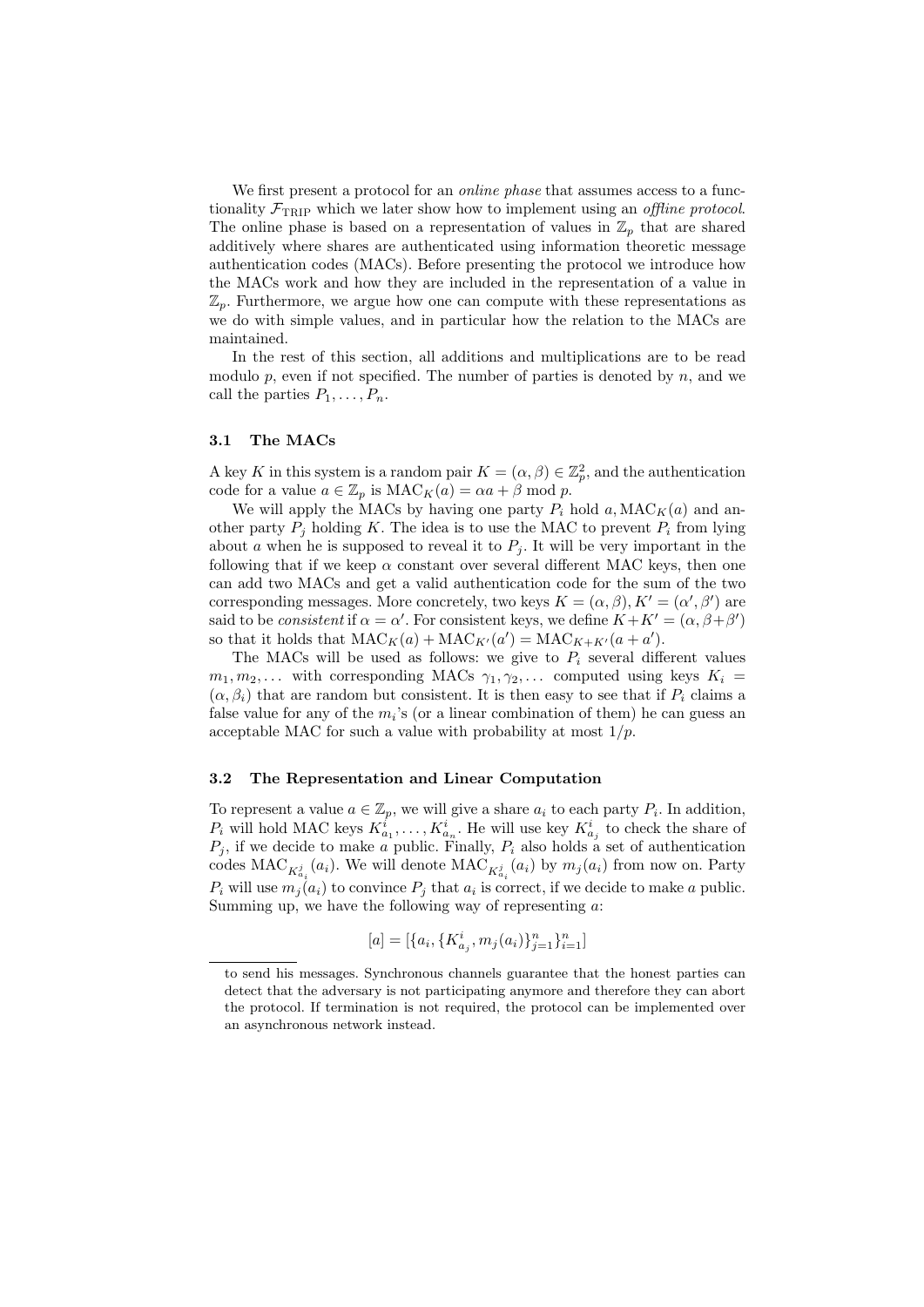We first present a protocol for an *online phase* that assumes access to a functionality $\mathcal{F}_{\text{TRIP}}$ which we later show how to implement using an *offline protocol*. The online phase is based on a representation of values in $\mathbb{Z}_p$ that are shared additively where shares are authenticated using information theoretic message authentication codes (MACs). Before presenting the protocol we introduce how the MACs work and how they are included in the representation of a value in $\mathbb{Z}_p$. Furthermore, we argue how one can compute with these representations as we do with simple values, and in particular how the relation to the MACs are maintained.

In the rest of this section, all additions and multiplications are to be read modulo $p$, even if not specified. The number of parties is denoted by $n$, and we call the parties $P_1, \ldots, P_n$.

### 3.1 The MACs

A key $K$ in this system is a random pair $K = (\alpha, \beta) \in \mathbb{Z}_p^2$, and the authentication code for a value $a \in \mathbb{Z}_p$ is $\text{MAC}_K(a) = \alpha a + \beta \bmod p$.

We will apply the MACs by having one party $P_i$ hold $a, \text{MAC}_K(a)$ and another party $P_j$ holding $K$. The idea is to use the MAC to prevent $P_i$ from lying about $a$ when he is supposed to reveal it to $P_j$. It will be very important in the following that if we keep $\alpha$ constant over several different MAC keys, then one can add two MACs and get a valid authentication code for the sum of the two corresponding messages. More concretely, two keys $K = (\alpha, \beta), K' = (\alpha', \beta')$ are said to be *consistent* if $\alpha = \alpha'$. For consistent keys, we define $K + K' = (\alpha, \beta + \beta')$ so that it holds that $\text{MAC}_K(a) + \text{MAC}_{K'}(a') = \text{MAC}_{K+K'}(a + a')$.

The MACs will be used as follows: we give to $P_i$ several different values $m_1, m_2, \ldots$ with corresponding MACs $\gamma_1, \gamma_2, \ldots$ computed using keys $K_i = (\alpha, \beta_i)$ that are random but consistent. It is then easy to see that if $P_i$ claims a false value for any of the $m_i$'s (or a linear combination of them) he can guess an acceptable MAC for such a value with probability at most $1/p$.

### 3.2 The Representation and Linear Computation

To represent a value $a \in \mathbb{Z}_p$, we will give a share $a_i$ to each party $P_i$. In addition, $P_i$ will hold MAC keys $K^i_{a_1}, \ldots, K^i_{a_n}$. He will use key $K^i_{a_j}$ to check the share of $P_j$, if we decide to make $a$ public. Finally, $P_i$ also holds a set of authentication codes $\text{MAC}_{K^j_{a_i}}(a_i)$. We will denote $\text{MAC}_{K^j_{a_i}}(a_i)$ by $m_j(a_i)$ from now on. Party $P_i$ will use $m_j(a_i)$ to convince $P_j$ that $a_i$ is correct, if we decide to make $a$ public. Summing up, we have the following way of representing $a$:

$$[a] = [\{a_i, \{K^i_{a_j}, m_j(a_i)\}_{j=1}^n\}_{i=1}^n]$$

---

to send his messages. Synchronous channels guarantee that the honest parties can detect that the adversary is not participating anymore and therefore they can abort the protocol. If termination is not required, the protocol can be implemented over an asynchronous network instead.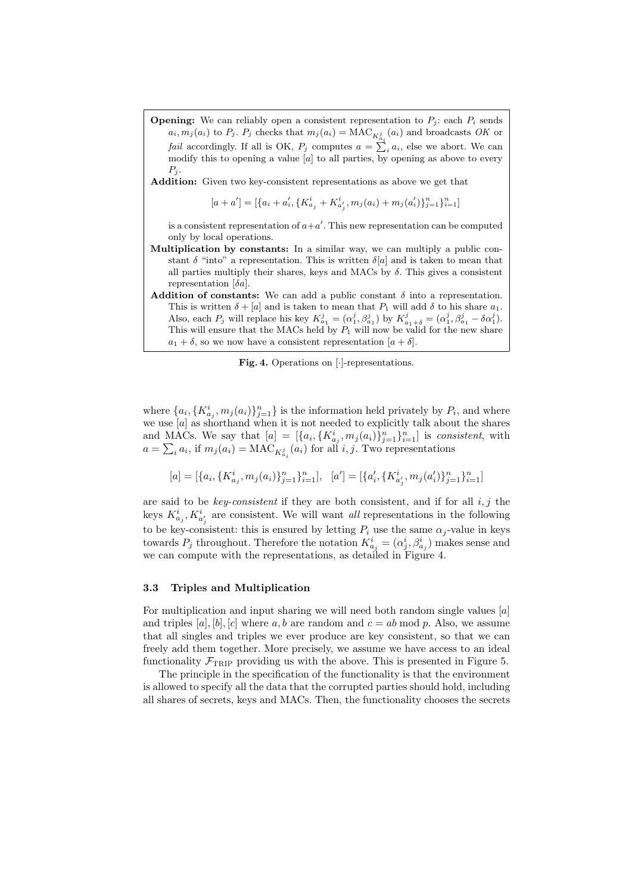**Opening:** We can reliably open a consistent representation to $P_j$: each $P_i$ sends $a_i, m_j(a_i)$ to $P_j$. $P_j$ checks that $m_j(a_i) = \mathrm{MAC}_{K^j_{a_i}}(a_i)$ and broadcasts *OK* or *fail* accordingly. If all is OK, $P_j$ computes $a = \sum_i a_i$, else we abort. We can modify this to opening a value $[a]$ to all parties, by opening as above to every $P_j$.

**Addition:** Given two key-consistent representations as above we get that

$$[a + a'] = [\{a_i + a'_i, \{K^i_{a_j} + K^i_{a'_j}, m_j(a_i) + m_j(a'_i)\}_{j=1}^n\}_{i=1}^n]$$

is a consistent representation of $a+a'$. This new representation can be computed only by local operations.

**Multiplication by constants:** In a similar way, we can multiply a public constant $\delta$ "into" a representation. This is written $\delta[a]$ and is taken to mean that all parties multiply their shares, keys and MACs by $\delta$. This gives a consistent representation $[\delta a]$.

**Addition of constants:** We can add a public constant $\delta$ into a representation. This is written $\delta + [a]$ and is taken to mean that $P_1$ will add $\delta$ to his share $a_1$. Also, each $P_j$ will replace his key $K^j_{a_1} = (\alpha^j_1, \beta^j_{a_1})$ by $K^j_{a_1+\delta} = (\alpha^j_1, \beta^j_{a_1} - \delta\alpha^j_1)$. This will ensure that the MACs held by $P_1$ will now be valid for the new share $a_1 + \delta$, so we now have a consistent representation $[a + \delta]$.

**Fig. 4.** Operations on $[\cdot]$-representations.

where $\{a_i, \{K^i_{a_j}, m_j(a_i)\}_{j=1}^n\}$ is the information held privately by $P_i$, and where we use $[a]$ as shorthand when it is not needed to explicitly talk about the shares and MACs. We say that $[a] = [\{a_i, \{K^i_{a_j}, m_j(a_i)\}_{j=1}^n\}_{i=1}^n]$ is *consistent*, with $a = \sum_i a_i$, if $m_j(a_i) = \mathrm{MAC}_{K^j_{a_i}}(a_i)$ for all $i, j$. Two representations

$$[a] = [\{a_i, \{K^i_{a_j}, m_j(a_i)\}_{j=1}^n\}_{i=1}^n], \quad [a'] = [\{a'_i, \{K^i_{a'_j}, m_j(a'_i)\}_{j=1}^n\}_{i=1}^n]$$

are said to be *key-consistent* if they are both consistent, and if for all $i, j$ the keys $K^i_{a_j}, K^i_{a'_j}$ are consistent. We will want *all* representations in the following to be key-consistent: this is ensured by letting $P_i$ use the same $\alpha_j$-value in keys towards $P_j$ throughout. Therefore the notation $K^i_{a_j} = (\alpha^i_j, \beta^i_{a_j})$ makes sense and we can compute with the representations, as detailed in Figure 4.

### 3.3 Triples and Multiplication

For multiplication and input sharing we will need both random single values $[a]$ and triples $[a], [b], [c]$ where $a, b$ are random and $c = ab \bmod p$. Also, we assume that all singles and triples we ever produce are key consistent, so that we can freely add them together. More precisely, we assume we have access to an ideal functionality $\mathcal{F}_{\mathrm{TRIP}}$ providing us with the above. This is presented in Figure 5.

The principle in the specification of the functionality is that the environment is allowed to specify all the data that the corrupted parties should hold, including all shares of secrets, keys and MACs. Then, the functionality chooses the secrets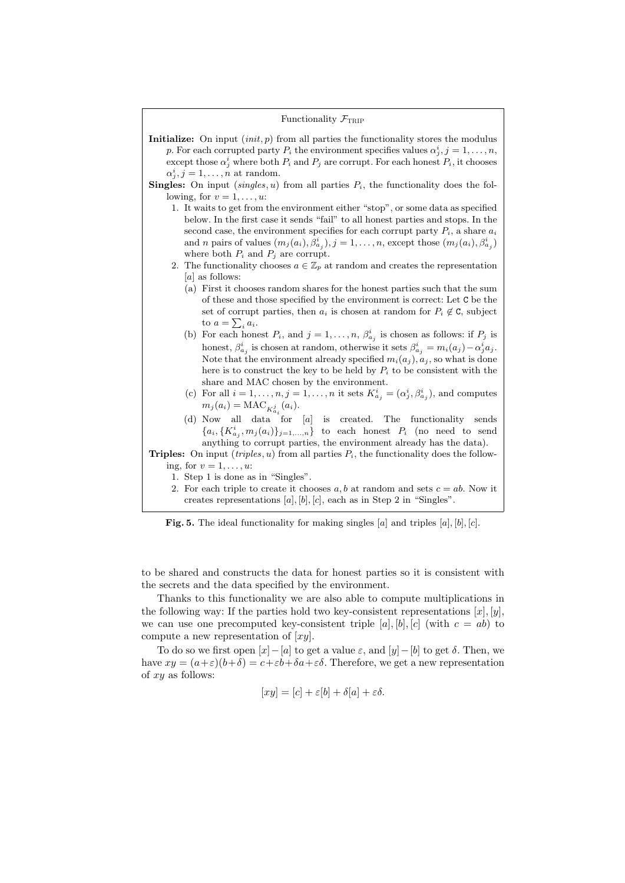**Functionality $\mathcal{F}_{\text{TRIP}}$**

**Initialize:** On input $(init, p)$ from all parties the functionality stores the modulus $p$. For each corrupted party $P_i$ the environment specifies values $\alpha^i_j, j = 1, \ldots, n$, except those $\alpha^i_j$ where both $P_i$ and $P_j$ are corrupt. For each honest $P_i$, it chooses $\alpha^i_j, j = 1, \ldots, n$ at random.

**Singles:** On input $(singles, u)$ from all parties $P_i$, the functionality does the following, for $v = 1, \ldots, u$:

1. It waits to get from the environment either "stop", or some data as specified below. In the first case it sends "fail" to all honest parties and stops. In the second case, the environment specifies for each corrupt party $P_i$, a share $a_i$ and $n$ pairs of values $(m_j(a_i), \beta^i_{a_j}), j = 1, \ldots, n$, except those $(m_j(a_i), \beta^i_{a_j})$ where both $P_i$ and $P_j$ are corrupt.
2. The functionality chooses $a \in \mathbb{Z}_p$ at random and creates the representation $[a]$ as follows:
   (a) First it chooses random shares for the honest parties such that the sum of these and those specified by the environment is correct: Let $\mathtt{C}$ be the set of corrupt parties, then $a_i$ is chosen at random for $P_i \notin \mathtt{C}$, subject to $a = \sum_i a_i$.
   (b) For each honest $P_i$, and $j = 1, \ldots, n$, $\beta^i_{a_j}$ is chosen as follows: if $P_j$ is honest, $\beta^i_{a_j}$ is chosen at random, otherwise it sets $\beta^i_{a_j} = m_i(a_j) - \alpha^i_j a_j$. Note that the environment already specified $m_i(a_j), a_j$, so what is done here is to construct the key to be held by $P_i$ to be consistent with the share and MAC chosen by the environment.
   (c) For all $i = 1, \ldots, n, j = 1, \ldots, n$ it sets $K^i_{a_j} = (\alpha^i_j, \beta^i_{a_j})$, and computes $m_j(a_i) = \text{MAC}_{K^j_{a_i}}(a_i)$.
   (d) Now all data for $[a]$ is created. The functionality sends $\{a_i, \{K^i_{a_j}, m_j(a_i)\}_{j=1,\ldots,n}\}$ to each honest $P_i$ (no need to send anything to corrupt parties, the environment already has the data).

**Triples:** On input $(triples, u)$ from all parties $P_i$, the functionality does the following, for $v = 1, \ldots, u$:

1. Step 1 is done as in "Singles".
2. For each triple to create it chooses $a, b$ at random and sets $c = ab$. Now it creates representations $[a], [b], [c]$, each as in Step 2 in "Singles".

**Fig. 5.** The ideal functionality for making singles $[a]$ and triples $[a], [b], [c]$.

to be shared and constructs the data for honest parties so it is consistent with the secrets and the data specified by the environment.

Thanks to this functionality we are also able to compute multiplications in the following way: If the parties hold two key-consistent representations $[x], [y]$, we can use one precomputed key-consistent triple $[a], [b], [c]$ (with $c = ab$) to compute a new representation of $[xy]$.

To do so we first open $[x] - [a]$ to get a value $\varepsilon$, and $[y] - [b]$ to get $\delta$. Then, we have $xy = (a+\varepsilon)(b+\delta) = c+\varepsilon b+\delta a+\varepsilon\delta$. Therefore, we get a new representation of $xy$ as follows:

$$[xy] = [c] + \varepsilon[b] + \delta[a] + \varepsilon\delta.$$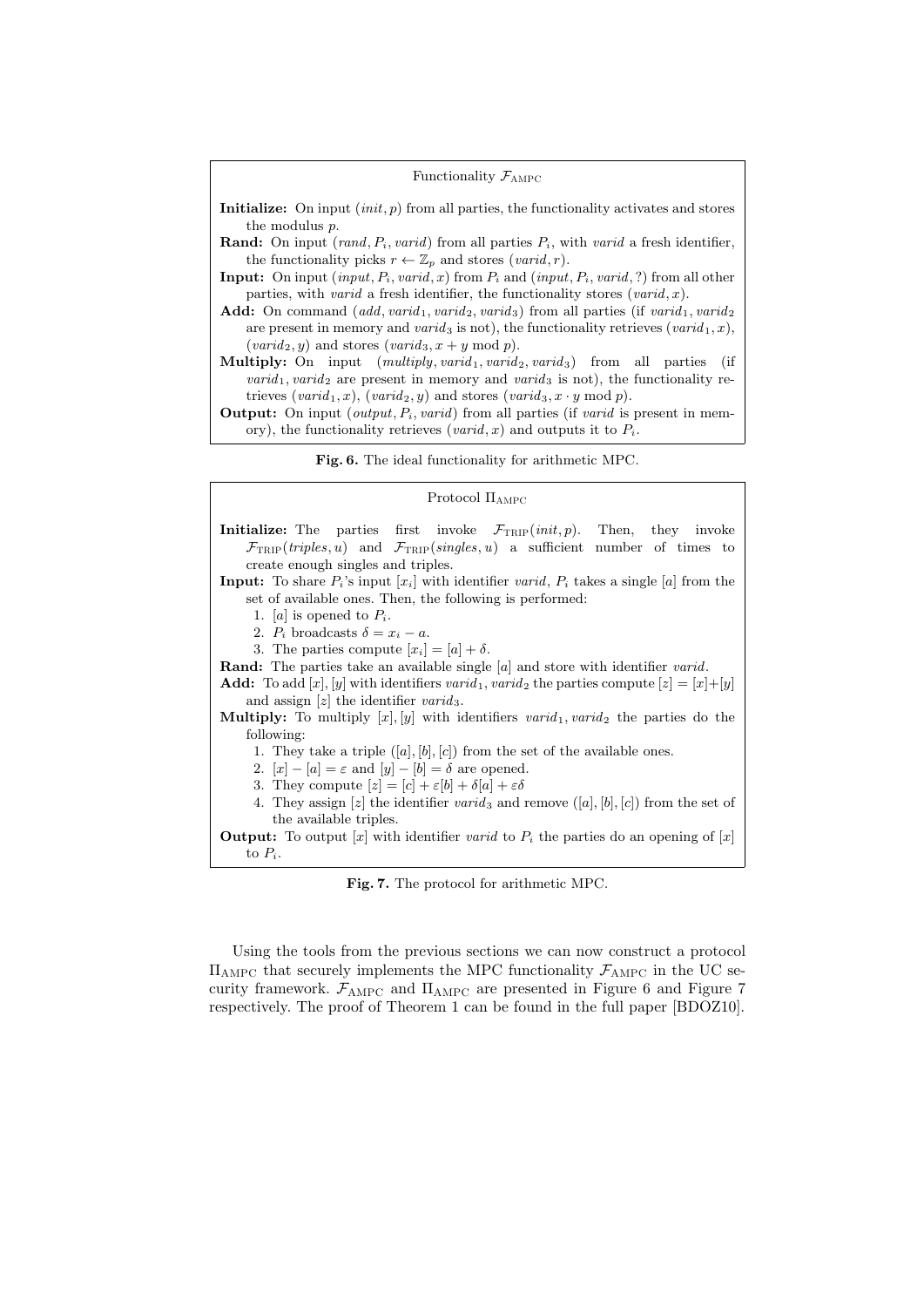Functionality $\mathcal{F}_{\text{AMPC}}$

**Initialize:** On input $(init, p)$ from all parties, the functionality activates and stores the modulus $p$.

**Rand:** On input $(rand, P_i, varid)$ from all parties $P_i$, with $varid$ a fresh identifier, the functionality picks $r \leftarrow \mathbb{Z}_p$ and stores $(varid, r)$.

**Input:** On input $(input, P_i, varid, x)$ from $P_i$ and $(input, P_i, varid, ?)$ from all other parties, with $varid$ a fresh identifier, the functionality stores $(varid, x)$.

**Add:** On command $(add, varid_1, varid_2, varid_3)$ from all parties (if $varid_1, varid_2$ are present in memory and $varid_3$ is not), the functionality retrieves $(varid_1, x)$, $(varid_2, y)$ and stores $(varid_3, x + y \bmod p)$.

**Multiply:** On input $(multiply, varid_1, varid_2, varid_3)$ from all parties (if $varid_1, varid_2$ are present in memory and $varid_3$ is not), the functionality retrieves $(varid_1, x)$, $(varid_2, y)$ and stores $(varid_3, x \cdot y \bmod p)$.

**Output:** On input $(output, P_i, varid)$ from all parties (if $varid$ is present in memory), the functionality retrieves $(varid, x)$ and outputs it to $P_i$.

**Fig. 6.** The ideal functionality for arithmetic MPC.

Protocol $\Pi_{\text{AMPC}}$

**Initialize:** The parties first invoke $\mathcal{F}_{\text{TRIP}}(init, p)$. Then, they invoke $\mathcal{F}_{\text{TRIP}}(triples, u)$ and $\mathcal{F}_{\text{TRIP}}(singles, u)$ a sufficient number of times to create enough singles and triples.

**Input:** To share $P_i$'s input $[x_i]$ with identifier $varid$, $P_i$ takes a single $[a]$ from the set of available ones. Then, the following is performed:

1. $[a]$ is opened to $P_i$.
2. $P_i$ broadcasts $\delta = x_i - a$.
3. The parties compute $[x_i] = [a] + \delta$.

**Rand:** The parties take an available single $[a]$ and store with identifier $varid$.

**Add:** To add $[x], [y]$ with identifiers $varid_1, varid_2$ the parties compute $[z] = [x]+[y]$ and assign $[z]$ the identifier $varid_3$.

**Multiply:** To multiply $[x], [y]$ with identifiers $varid_1, varid_2$ the parties do the following:

1. They take a triple $([a], [b], [c])$ from the set of the available ones.
2. $[x] - [a] = \varepsilon$ and $[y] - [b] = \delta$ are opened.
3. They compute $[z] = [c] + \varepsilon[b] + \delta[a] + \varepsilon\delta$
4. They assign $[z]$ the identifier $varid_3$ and remove $([a], [b], [c])$ from the set of the available triples.

**Output:** To output $[x]$ with identifier $varid$ to $P_i$ the parties do an opening of $[x]$ to $P_i$.

**Fig. 7.** The protocol for arithmetic MPC.

Using the tools from the previous sections we can now construct a protocol $\Pi_{\text{AMPC}}$ that securely implements the MPC functionality $\mathcal{F}_{\text{AMPC}}$ in the UC security framework. $\mathcal{F}_{\text{AMPC}}$ and $\Pi_{\text{AMPC}}$ are presented in Figure 6 and Figure 7 respectively. The proof of Theorem 1 can be found in the full paper [BDOZ10].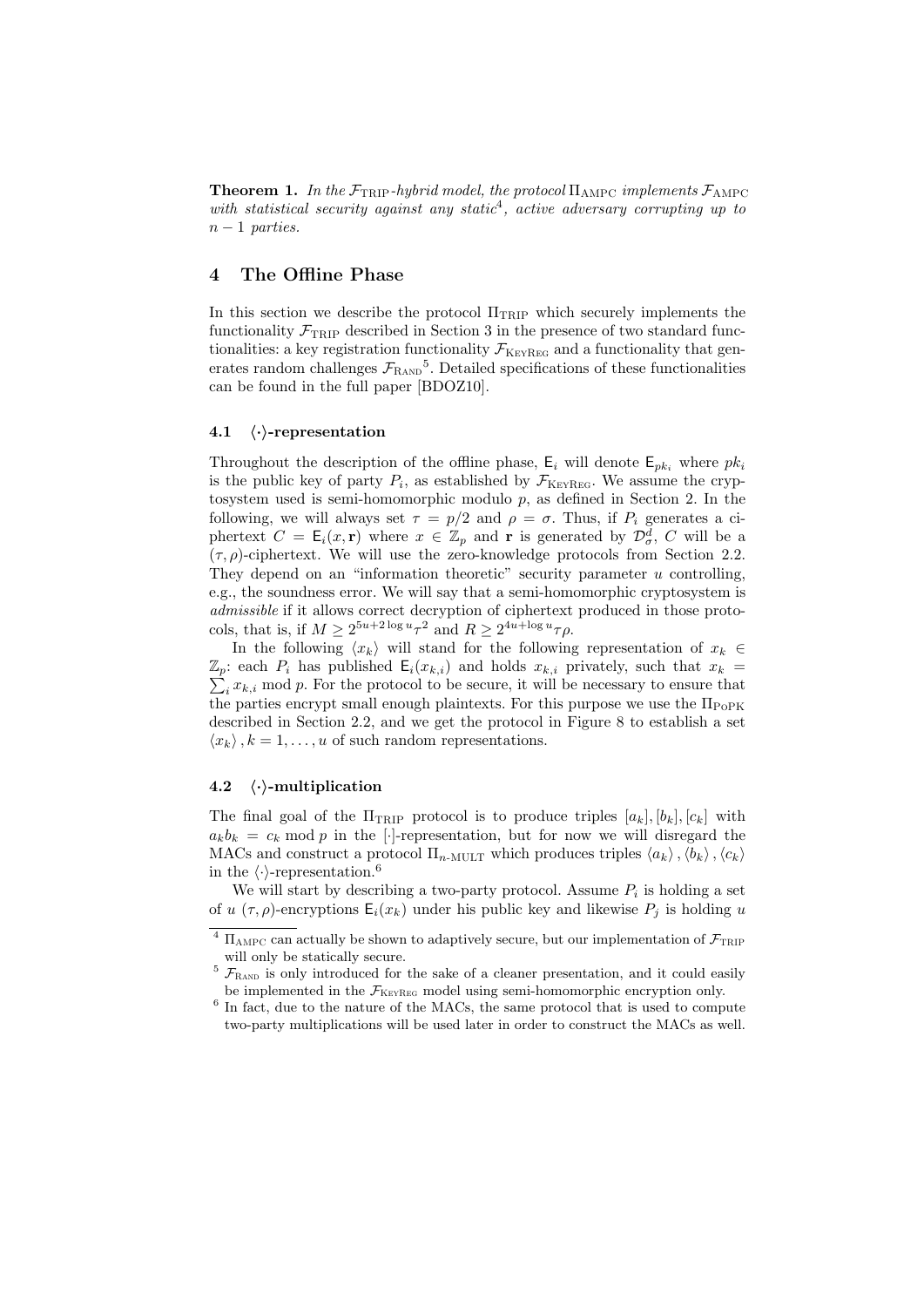**Theorem 1.** *In the $\mathcal{F}_{\text{TRIP}}$-hybrid model, the protocol $\Pi_{\text{AMPC}}$ implements $\mathcal{F}_{\text{AMPC}}$ with statistical security against any static[4], active adversary corrupting up to $n-1$ parties.*

## 4 The Offline Phase

In this section we describe the protocol $\Pi_{\text{TRIP}}$ which securely implements the functionality $\mathcal{F}_{\text{TRIP}}$ described in Section 3 in the presence of two standard functionalities: a key registration functionality $\mathcal{F}_{\text{KeyReg}}$ and a functionality that generates random challenges $\mathcal{F}_{\text{Rand}}$[5]. Detailed specifications of these functionalities can be found in the full paper [BDOZ10].

### 4.1 $\langle\cdot\rangle$-representation

Throughout the description of the offline phase, $\mathsf{E}_i$ will denote $\mathsf{E}_{pk_i}$ where $pk_i$ is the public key of party $P_i$, as established by $\mathcal{F}_{\text{KeyReg}}$. We assume the cryptosystem used is semi-homomorphic modulo $p$, as defined in Section 2. In the following, we will always set $\tau = p/2$ and $\rho = \sigma$. Thus, if $P_i$ generates a ciphertext $C = \mathsf{E}_i(x, \mathbf{r})$ where $x \in \mathbb{Z}_p$ and $\mathbf{r}$ is generated by $\mathcal{D}_\sigma^d$, $C$ will be a $(\tau, \rho)$-ciphertext. We will use the zero-knowledge protocols from Section 2.2. They depend on an "information theoretic" security parameter $u$ controlling, e.g., the soundness error. We will say that a semi-homomorphic cryptosystem is *admissible* if it allows correct decryption of ciphertext produced in those protocols, that is, if $M \geq 2^{5u+2\log u}\tau^2$ and $R \geq 2^{4u+\log u}\tau\rho$.

In the following $\langle x_k \rangle$ will stand for the following representation of $x_k \in \mathbb{Z}_p$: each $P_i$ has published $\mathsf{E}_i(x_{k,i})$ and holds $x_{k,i}$ privately, such that $x_k = \sum_i x_{k,i} \bmod p$. For the protocol to be secure, it will be necessary to ensure that the parties encrypt small enough plaintexts. For this purpose we use the $\Pi_{\text{PoPK}}$ described in Section 2.2, and we get the protocol in Figure 8 to establish a set $\langle x_k \rangle, k = 1, \ldots, u$ of such random representations.

### 4.2 $\langle\cdot\rangle$-multiplication

The final goal of the $\Pi_{\text{TRIP}}$ protocol is to produce triples $[a_k], [b_k], [c_k]$ with $a_k b_k = c_k \bmod p$ in the $[\cdot]$-representation, but for now we will disregard the MACs and construct a protocol $\Pi_{n\text{-MULT}}$ which produces triples $\langle a_k \rangle, \langle b_k \rangle, \langle c_k \rangle$ in the $\langle\cdot\rangle$-representation.[6]

We will start by describing a two-party protocol. Assume $P_i$ is holding a set of $u$ $(\tau, \rho)$-encryptions $\mathsf{E}_i(x_k)$ under his public key and likewise $P_j$ is holding $u$

[4] $\Pi_{\text{AMPC}}$ can actually be shown to adaptively secure, but our implementation of $\mathcal{F}_{\text{TRIP}}$ will only be statically secure.

[5] $\mathcal{F}_{\text{Rand}}$ is only introduced for the sake of a cleaner presentation, and it could easily be implemented in the $\mathcal{F}_{\text{KeyReg}}$ model using semi-homomorphic encryption only.

[6] In fact, due to the nature of the MACs, the same protocol that is used to compute two-party multiplications will be used later in order to construct the MACs as well.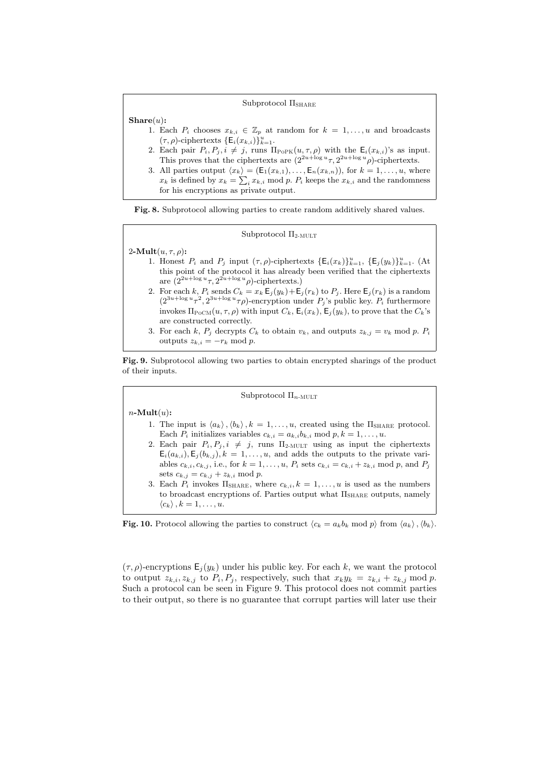Subprotocol $\Pi_{\text{SHARE}}$

**Share**$(u)$**:**

1. Each $P_i$ chooses $x_{k,i} \in \mathbb{Z}_p$ at random for $k = 1, \ldots, u$ and broadcasts $(\tau, \rho)$-ciphertexts $\{\mathsf{E}_i(x_{k,i})\}_{k=1}^{u}$.
2. Each pair $P_i, P_j, i \neq j$, runs $\Pi_{\text{PoPK}}(u, \tau, \rho)$ with the $\mathsf{E}_i(x_{k,i})$'s as input. This proves that the ciphertexts are $(2^{2u+\log u}\tau, 2^{2u+\log u}\rho)$-ciphertexts.
3. All parties output $\langle x_k \rangle = (\mathsf{E}_1(x_{k,1}), \ldots, \mathsf{E}_n(x_{k,n}))$, for $k = 1, \ldots, u$, where $x_k$ is defined by $x_k = \sum_i x_{k,i} \bmod p$. $P_i$ keeps the $x_{k,i}$ and the randomness for his encryptions as private output.

**Fig. 8.** Subprotocol allowing parties to create random additively shared values.

Subprotocol $\Pi_{\text{2-MULT}}$

2-**Mult**$(u, \tau, \rho)$**:**

1. Honest $P_i$ and $P_j$ input $(\tau, \rho)$-ciphertexts $\{\mathsf{E}_i(x_k)\}_{k=1}^{u}$, $\{\mathsf{E}_j(y_k)\}_{k=1}^{u}$. (At this point of the protocol it has already been verified that the ciphertexts are $(2^{2u+\log u}\tau, 2^{2u+\log u}\rho)$-ciphertexts.)
2. For each $k$, $P_i$ sends $C_k = x_k \, \mathsf{E}_j(y_k) + \mathsf{E}_j(r_k)$ to $P_j$. Here $\mathsf{E}_j(r_k)$ is a random $(2^{3u+\log u}\tau^2, 2^{3u+\log u}\tau\rho)$-encryption under $P_j$'s public key. $P_i$ furthermore invokes $\Pi_{\text{PoCM}}(u, \tau, \rho)$ with input $C_k$, $\mathsf{E}_i(x_k)$, $\mathsf{E}_j(y_k)$, to prove that the $C_k$'s are constructed correctly.
3. For each $k$, $P_j$ decrypts $C_k$ to obtain $v_k$, and outputs $z_{k,j} = v_k \bmod p$. $P_i$ outputs $z_{k,i} = -r_k \bmod p$.

**Fig. 9.** Subprotocol allowing two parties to obtain encrypted sharings of the product of their inputs.

Subprotocol $\Pi_{n\text{-MULT}}$

$n$-**Mult**$(u)$**:**

1. The input is $\langle a_k \rangle, \langle b_k \rangle, k = 1, \ldots, u$, created using the $\Pi_{\text{SHARE}}$ protocol. Each $P_i$ initializes variables $c_{k,i} = a_{k,i} b_{k,i} \bmod p, k = 1, \ldots, u$.
2. Each pair $P_i, P_j, i \neq j$, runs $\Pi_{\text{2-MULT}}$ using as input the ciphertexts $\mathsf{E}_i(a_{k,i}), \mathsf{E}_j(b_{k,j}), k = 1, \ldots, u$, and adds the outputs to the private variables $c_{k,i}, c_{k,j}$, i.e., for $k = 1, \ldots, u$, $P_i$ sets $c_{k,i} = c_{k,i} + z_{k,i} \bmod p$, and $P_j$ sets $c_{k,j} = c_{k,j} + z_{k,i} \bmod p$.
3. Each $P_i$ invokes $\Pi_{\text{SHARE}}$, where $c_{k,i}, k = 1, \ldots, u$ is used as the numbers to broadcast encryptions of. Parties output what $\Pi_{\text{SHARE}}$ outputs, namely $\langle c_k \rangle, k = 1, \ldots, u$.

**Fig. 10.** Protocol allowing the parties to construct $\langle c_k = a_k b_k \bmod p \rangle$ from $\langle a_k \rangle, \langle b_k \rangle$.

$(\tau, \rho)$-encryptions $\mathsf{E}_j(y_k)$ under his public key. For each $k$, we want the protocol to output $z_{k,i}, z_{k,j}$ to $P_i, P_j$, respectively, such that $x_k y_k = z_{k,i} + z_{k,j} \bmod p$. Such a protocol can be seen in Figure 9. This protocol does not commit parties to their output, so there is no guarantee that corrupt parties will later use their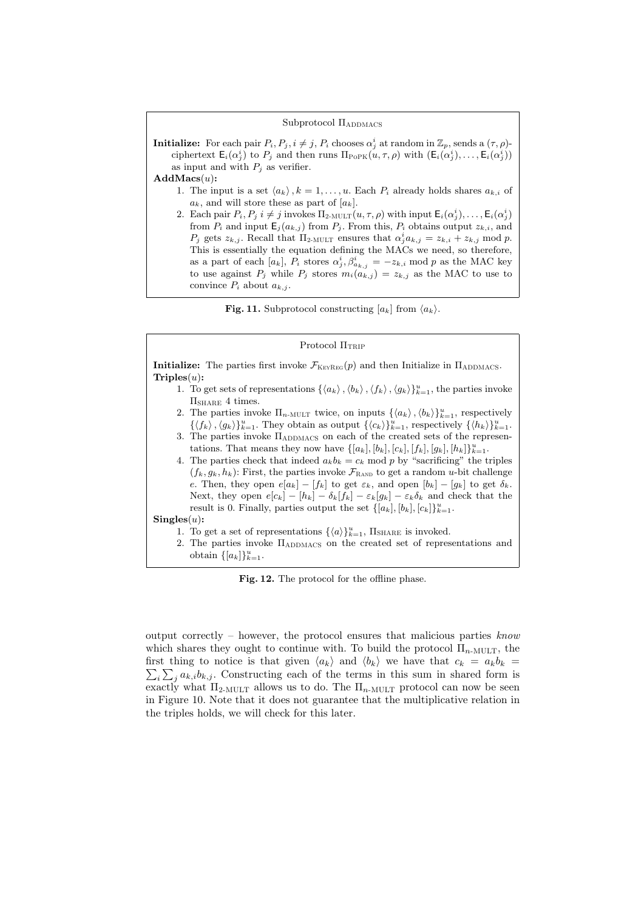**Subprotocol $\Pi_{\text{ADDMACS}}$**

**Initialize:** For each pair $P_i, P_j, i \neq j$, $P_i$ chooses $\alpha^i_j$ at random in $\mathbb{Z}_p$, sends a $(\tau, \rho)$-ciphertext $\mathsf{E}_i(\alpha^i_j)$ to $P_j$ and then runs $\Pi_{\text{PoPK}}(u, \tau, \rho)$ with $(\mathsf{E}_i(\alpha^i_j), \ldots, \mathsf{E}_i(\alpha^i_j))$ as input and with $P_j$ as verifier.

**AddMacs**$(u)$**:**

1. The input is a set $\langle a_k \rangle, k = 1, \ldots, u$. Each $P_i$ already holds shares $a_{k,i}$ of $a_k$, and will store these as part of $[a_k]$.
2. Each pair $P_i, P_j$ $i \neq j$ invokes $\Pi_{\text{2-MULT}}(u, \tau, \rho)$ with input $\mathsf{E}_i(\alpha^i_j), \ldots, \mathsf{E}_i(\alpha^i_j)$ from $P_i$ and input $\mathsf{E}_j(a_{k,j})$ from $P_j$. From this, $P_i$ obtains output $z_{k,i}$, and $P_j$ gets $z_{k,j}$. Recall that $\Pi_{\text{2-MULT}}$ ensures that $\alpha^i_j a_{k,j} = z_{k,i} + z_{k,j} \bmod p$. This is essentially the equation defining the MACs we need, so therefore, as a part of each $[a_k]$, $P_i$ stores $\alpha^i_j, \beta^i_{a_{k,j}} = -z_{k,i} \bmod p$ as the MAC key to use against $P_j$ while $P_j$ stores $m_i(a_{k,j}) = z_{k,j}$ as the MAC to use to convince $P_i$ about $a_{k,j}$.

**Fig. 11.** Subprotocol constructing $[a_k]$ from $\langle a_k \rangle$.

**Protocol $\Pi_{\text{TRIP}}$**

**Initialize:** The parties first invoke $\mathcal{F}_{\text{KEYREG}}(p)$ and then Initialize in $\Pi_{\text{ADDMACS}}$.

**Triples**$(u)$**:**

1. To get sets of representations $\{\langle a_k \rangle, \langle b_k \rangle, \langle f_k \rangle, \langle g_k \rangle\}_{k=1}^u$, the parties invoke $\Pi_{\text{SHARE}}$ 4 times.
2. The parties invoke $\Pi_{n\text{-MULT}}$ twice, on inputs $\{\langle a_k \rangle, \langle b_k \rangle\}_{k=1}^u$, respectively $\{\langle f_k \rangle, \langle g_k \rangle\}_{k=1}^u$. They obtain as output $\{\langle c_k \rangle\}_{k=1}^u$, respectively $\{\langle h_k \rangle\}_{k=1}^u$.
3. The parties invoke $\Pi_{\text{ADDMACS}}$ on each of the created sets of the representations. That means they now have $\{[a_k], [b_k], [c_k], [f_k], [g_k], [h_k]\}_{k=1}^u$.
4. The parties check that indeed $a_k b_k = c_k \bmod p$ by "sacrificing" the triples $(f_k, g_k, h_k)$: First, the parties invoke $\mathcal{F}_{\text{RAND}}$ to get a random $u$-bit challenge $e$. Then, they open $e[a_k] - [f_k]$ to get $\varepsilon_k$, and open $[b_k] - [g_k]$ to get $\delta_k$. Next, they open $e[c_k] - [h_k] - \delta_k[f_k] - \varepsilon_k[g_k] - \varepsilon_k\delta_k$ and check that the result is 0. Finally, parties output the set $\{[a_k], [b_k], [c_k]\}_{k=1}^u$.

**Singles**$(u)$**:**

1. To get a set of representations $\{\langle a \rangle\}_{k=1}^u$, $\Pi_{\text{SHARE}}$ is invoked.
2. The parties invoke $\Pi_{\text{ADDMACS}}$ on the created set of representations and obtain $\{[a_k]\}_{k=1}^u$.

**Fig. 12.** The protocol for the offline phase.

output correctly – however, the protocol ensures that malicious parties *know* which shares they ought to continue with. To build the protocol $\Pi_{n\text{-MULT}}$, the first thing to notice is that given $\langle a_k \rangle$ and $\langle b_k \rangle$ we have that $c_k = a_k b_k = \sum_i \sum_j a_{k,i} b_{k,j}$. Constructing each of the terms in this sum in shared form is exactly what $\Pi_{\text{2-MULT}}$ allows us to do. The $\Pi_{n\text{-MULT}}$ protocol can now be seen in Figure 10. Note that it does not guarantee that the multiplicative relation in the triples holds, we will check for this later.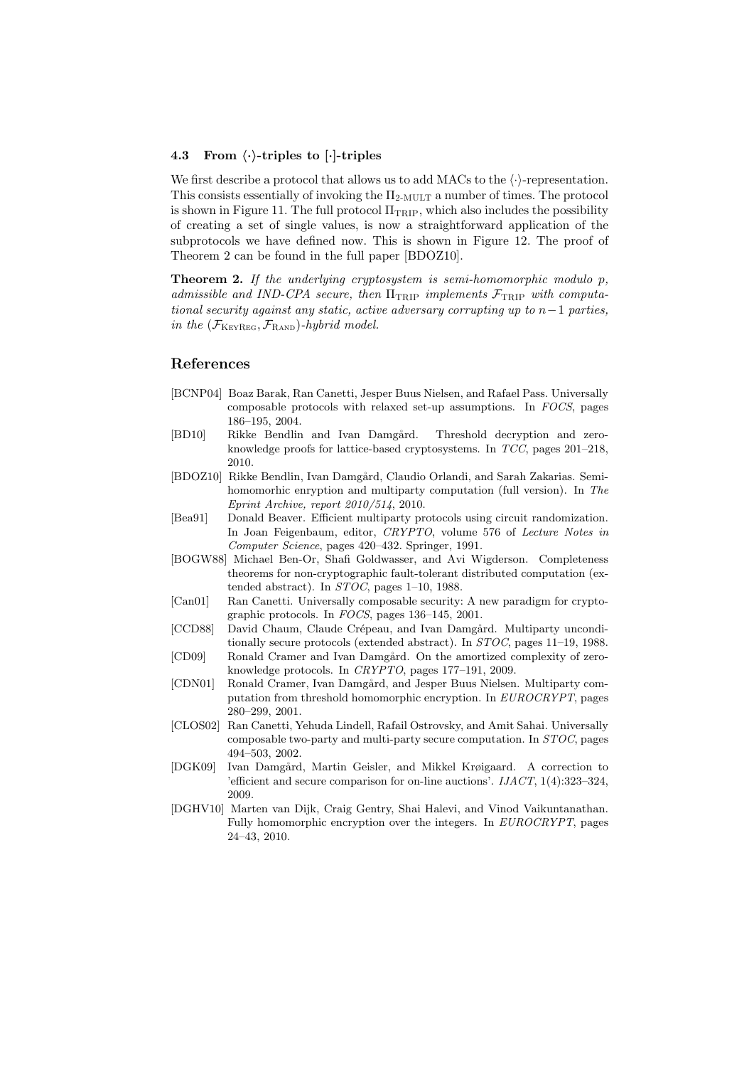### 4.3 From $\langle\cdot\rangle$-triples to $[\cdot]$-triples

We first describe a protocol that allows us to add MACs to the $\langle\cdot\rangle$-representation. This consists essentially of invoking the $\Pi_{\text{2-MULT}}$ a number of times. The protocol is shown in Figure 11. The full protocol $\Pi_{\text{TRIP}}$, which also includes the possibility of creating a set of single values, is now a straightforward application of the subprotocols we have defined now. This is shown in Figure 12. The proof of Theorem 2 can be found in the full paper [BDOZ10].

**Theorem 2.** *If the underlying cryptosystem is semi-homomorphic modulo p, admissible and IND-CPA secure, then $\Pi_{\text{TRIP}}$ implements $\mathcal{F}_{\text{TRIP}}$ with computational security against any static, active adversary corrupting up to $n-1$ parties, in the $(\mathcal{F}_{\text{KeyReg}}, \mathcal{F}_{\text{Rand}})$-hybrid model.*

## References

- [BCNP04] Boaz Barak, Ran Canetti, Jesper Buus Nielsen, and Rafael Pass. Universally composable protocols with relaxed set-up assumptions. In *FOCS*, pages 186–195, 2004.
- [BD10] Rikke Bendlin and Ivan Damgård. Threshold decryption and zero-knowledge proofs for lattice-based cryptosystems. In *TCC*, pages 201–218, 2010.
- [BDOZ10] Rikke Bendlin, Ivan Damgård, Claudio Orlandi, and Sarah Zakarias. Semi-homomorhic enryption and multiparty computation (full version). In *The Eprint Archive, report 2010/514*, 2010.
- [Bea91] Donald Beaver. Efficient multiparty protocols using circuit randomization. In Joan Feigenbaum, editor, *CRYPTO*, volume 576 of *Lecture Notes in Computer Science*, pages 420–432. Springer, 1991.
- [BOGW88] Michael Ben-Or, Shafi Goldwasser, and Avi Wigderson. Completeness theorems for non-cryptographic fault-tolerant distributed computation (extended abstract). In *STOC*, pages 1–10, 1988.
- [Can01] Ran Canetti. Universally composable security: A new paradigm for cryptographic protocols. In *FOCS*, pages 136–145, 2001.
- [CCD88] David Chaum, Claude Crépeau, and Ivan Damgård. Multiparty unconditionally secure protocols (extended abstract). In *STOC*, pages 11–19, 1988.
- [CD09] Ronald Cramer and Ivan Damgård. On the amortized complexity of zero-knowledge protocols. In *CRYPTO*, pages 177–191, 2009.
- [CDN01] Ronald Cramer, Ivan Damgård, and Jesper Buus Nielsen. Multiparty computation from threshold homomorphic encryption. In *EUROCRYPT*, pages 280–299, 2001.
- [CLOS02] Ran Canetti, Yehuda Lindell, Rafail Ostrovsky, and Amit Sahai. Universally composable two-party and multi-party secure computation. In *STOC*, pages 494–503, 2002.
- [DGK09] Ivan Damgård, Martin Geisler, and Mikkel Krøigaard. A correction to 'efficient and secure comparison for on-line auctions'. *IJACT*, 1(4):323–324, 2009.
- [DGHV10] Marten van Dijk, Craig Gentry, Shai Halevi, and Vinod Vaikuntanathan. Fully homomorphic encryption over the integers. In *EUROCRYPT*, pages 24–43, 2010.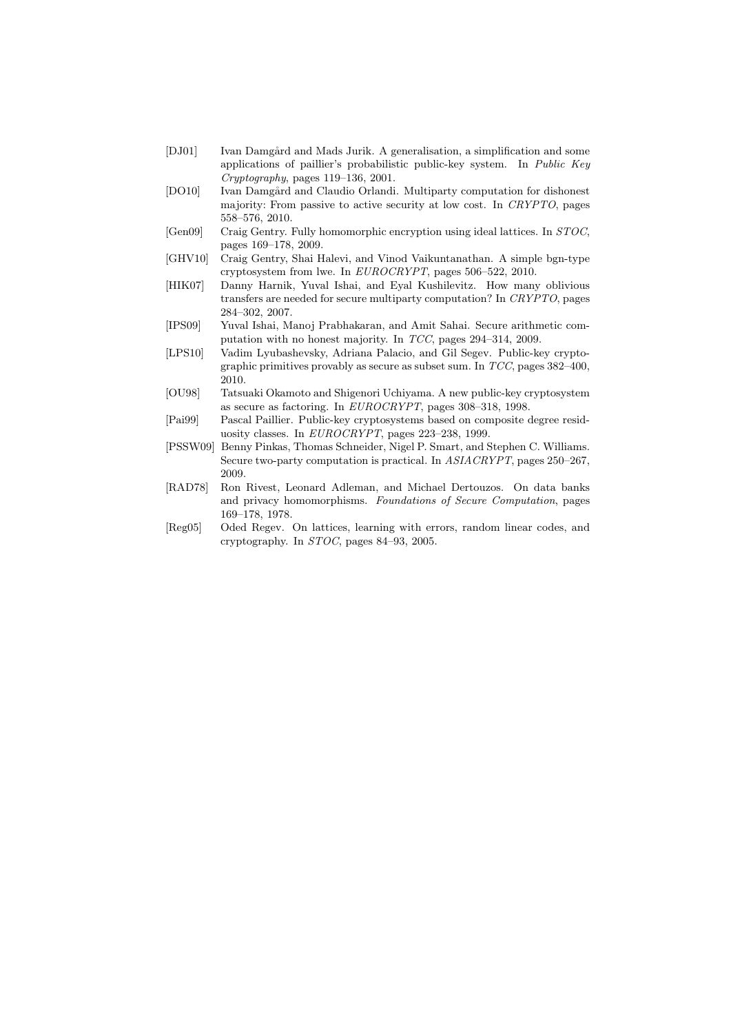[DJ01] Ivan Damgård and Mads Jurik. A generalisation, a simplification and some applications of paillier's probabilistic public-key system. In *Public Key Cryptography*, pages 119–136, 2001.

[DO10] Ivan Damgård and Claudio Orlandi. Multiparty computation for dishonest majority: From passive to active security at low cost. In *CRYPTO*, pages 558–576, 2010.

[Gen09] Craig Gentry. Fully homomorphic encryption using ideal lattices. In *STOC*, pages 169–178, 2009.

[GHV10] Craig Gentry, Shai Halevi, and Vinod Vaikuntanathan. A simple bgn-type cryptosystem from lwe. In *EUROCRYPT*, pages 506–522, 2010.

[HIK07] Danny Harnik, Yuval Ishai, and Eyal Kushilevitz. How many oblivious transfers are needed for secure multiparty computation? In *CRYPTO*, pages 284–302, 2007.

[IPS09] Yuval Ishai, Manoj Prabhakaran, and Amit Sahai. Secure arithmetic computation with no honest majority. In *TCC*, pages 294–314, 2009.

[LPS10] Vadim Lyubashevsky, Adriana Palacio, and Gil Segev. Public-key cryptographic primitives provably as secure as subset sum. In *TCC*, pages 382–400, 2010.

[OU98] Tatsuaki Okamoto and Shigenori Uchiyama. A new public-key cryptosystem as secure as factoring. In *EUROCRYPT*, pages 308–318, 1998.

[Pai99] Pascal Paillier. Public-key cryptosystems based on composite degree residuosity classes. In *EUROCRYPT*, pages 223–238, 1999.

[PSSW09] Benny Pinkas, Thomas Schneider, Nigel P. Smart, and Stephen C. Williams. Secure two-party computation is practical. In *ASIACRYPT*, pages 250–267, 2009.

[RAD78] Ron Rivest, Leonard Adleman, and Michael Dertouzos. On data banks and privacy homomorphisms. *Foundations of Secure Computation*, pages 169–178, 1978.

[Reg05] Oded Regev. On lattices, learning with errors, random linear codes, and cryptography. In *STOC*, pages 84–93, 2005.